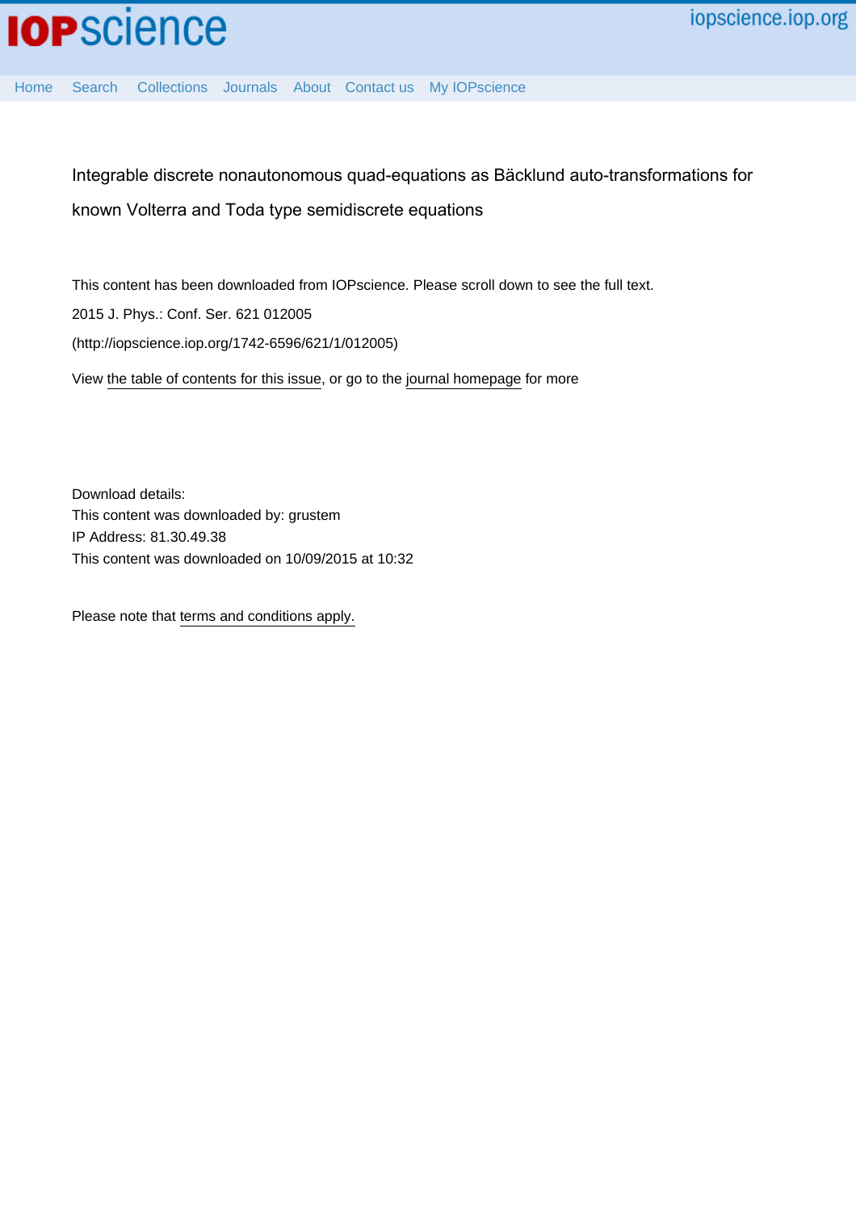Integrable discrete nonautonomous quad-equations as Bäcklund auto-transformations for known Volterra and Toda type semidiscrete equations

This content has been downloaded from IOPscience. Please scroll down to see the full text.

2015 J. Phys.: Conf. Ser. 621 012005

(http://iopscience.iop.org/1742-6596/621/1/012005)

View the table of contents for this issue, or go to the journal homepage for more

Download details:

This content was downloaded by: grustem

IP Address: 81.30.49.38

This content was downloaded on 10/09/2015 at 10:32

Please note that terms and conditions apply.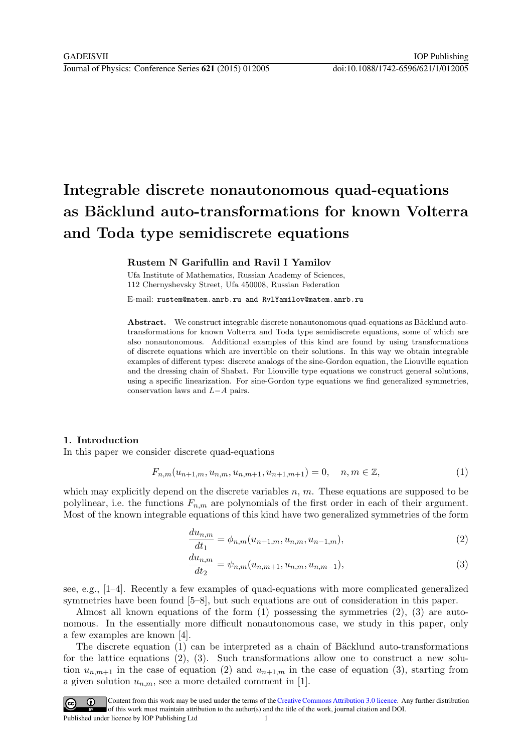# Integrable discrete nonautonomous quad-equations as Bäcklund auto-transformations for known Volterra and Toda type semidiscrete equations

**Rustem N Garifullin and Ravil I Yamilov**

Ufa Institute of Mathematics, Russian Academy of Sciences,
112 Chernyshevsky Street, Ufa 450008, Russian Federation

E-mail: rustem@matem.anrb.ru and RvlYamilov@matem.anrb.ru

**Abstract.** We construct integrable discrete nonautonomous quad-equations as Bäcklund auto-transformations for known Volterra and Toda type semidiscrete equations, some of which are also nonautonomous. Additional examples of this kind are found by using transformations of discrete equations which are invertible on their solutions. In this way we obtain integrable examples of different types: discrete analogs of the sine-Gordon equation, the Liouville equation and the dressing chain of Shabat. For Liouville type equations we construct general solutions, using a specific linearization. For sine-Gordon type equations we find generalized symmetries, conservation laws and $L-A$ pairs.

## 1. Introduction

In this paper we consider discrete quad-equations

$$F_{n,m}(u_{n+1,m}, u_{n,m}, u_{n,m+1}, u_{n+1,m+1}) = 0, \quad n, m \in \mathbb{Z}, \tag{1}$$

which may explicitly depend on the discrete variables $n$, $m$. These equations are supposed to be polylinear, i.e. the functions $F_{n,m}$ are polynomials of the first order in each of their argument. Most of the known integrable equations of this kind have two generalized symmetries of the form

$$\frac{du_{n,m}}{dt_1} = \phi_{n,m}(u_{n+1,m}, u_{n,m}, u_{n-1,m}), \tag{2}$$

$$\frac{du_{n,m}}{dt_2} = \psi_{n,m}(u_{n,m+1}, u_{n,m}, u_{n,m-1}), \tag{3}$$

see, e.g., [1–4]. Recently a few examples of quad-equations with more complicated generalized symmetries have been found [5–8], but such equations are out of consideration in this paper.

Almost all known equations of the form (1) possessing the symmetries (2), (3) are autonomous. In the essentially more difficult nonautonomous case, we study in this paper, only a few examples are known [4].

The discrete equation (1) can be interpreted as a chain of Bäcklund auto-transformations for the lattice equations (2), (3). Such transformations allow one to construct a new solution $u_{n,m+1}$ in the case of equation (2) and $u_{n+1,m}$ in the case of equation (3), starting from a given solution $u_{n,m}$, see a more detailed comment in [1].

Content from this work may be used under the terms of the Creative Commons Attribution 3.0 licence. Any further distribution of this work must maintain attribution to the author(s) and the title of the work, journal citation and DOI.
Published under licence by IOP Publishing Ltd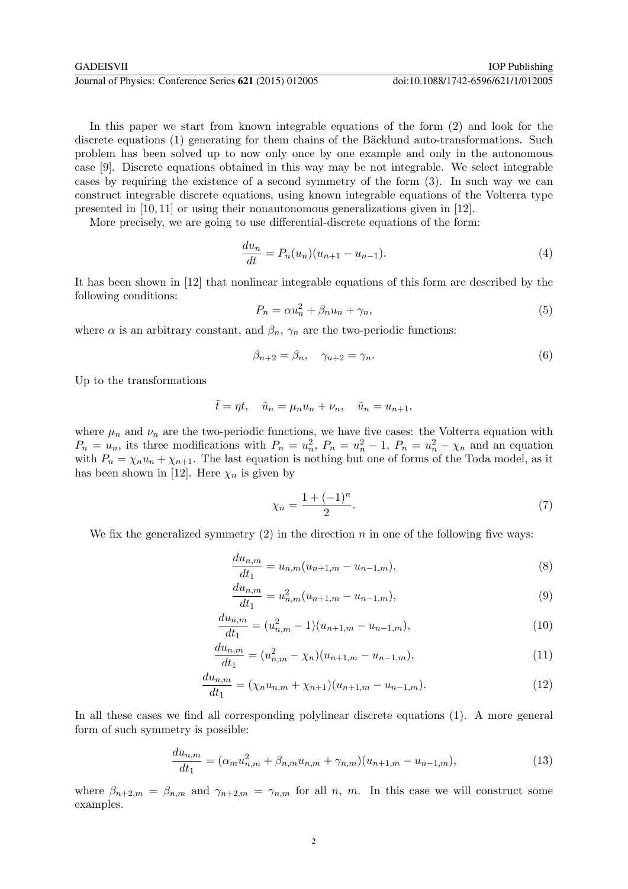In this paper we start from known integrable equations of the form (2) and look for the discrete equations (1) generating for them chains of the Bäcklund auto-transformations. Such problem has been solved up to now only once by one example and only in the autonomous case [9]. Discrete equations obtained in this way may be not integrable. We select integrable cases by requiring the existence of a second symmetry of the form (3). In such way we can construct integrable discrete equations, using known integrable equations of the Volterra type presented in [10, 11] or using their nonautonomous generalizations given in [12].

More precisely, we are going to use differential-discrete equations of the form:

$$\frac{du_n}{dt} = P_n(u_n)(u_{n+1} - u_{n-1}). \tag{4}$$

It has been shown in [12] that nonlinear integrable equations of this form are described by the following conditions:

$$P_n = \alpha u_n^2 + \beta_n u_n + \gamma_n, \tag{5}$$

where $\alpha$ is an arbitrary constant, and $\beta_n$, $\gamma_n$ are the two-periodic functions:

$$\beta_{n+2} = \beta_n, \quad \gamma_{n+2} = \gamma_n. \tag{6}$$

Up to the transformations

$$\tilde{t} = \eta t, \quad \tilde{u}_n = \mu_n u_n + \nu_n, \quad \tilde{u}_n = u_{n+1},$$

where $\mu_n$ and $\nu_n$ are the two-periodic functions, we have five cases: the Volterra equation with $P_n = u_n$, its three modifications with $P_n = u_n^2$, $P_n = u_n^2 - 1$, $P_n = u_n^2 - \chi_n$ and an equation with $P_n = \chi_n u_n + \chi_{n+1}$. The last equation is nothing but one of forms of the Toda model, as it has been shown in [12]. Here $\chi_n$ is given by

$$\chi_n = \frac{1 + (-1)^n}{2}. \tag{7}$$

We fix the generalized symmetry (2) in the direction $n$ in one of the following five ways:

$$\frac{du_{n,m}}{dt_1} = u_{n,m}(u_{n+1,m} - u_{n-1,m}), \tag{8}$$

$$\frac{du_{n,m}}{dt_1} = u_{n,m}^2(u_{n+1,m} - u_{n-1,m}), \tag{9}$$

$$\frac{du_{n,m}}{dt_1} = (u_{n,m}^2 - 1)(u_{n+1,m} - u_{n-1,m}), \tag{10}$$

$$\frac{du_{n,m}}{dt_1} = (u_{n,m}^2 - \chi_n)(u_{n+1,m} - u_{n-1,m}), \tag{11}$$

$$\frac{du_{n,m}}{dt_1} = (\chi_n u_{n,m} + \chi_{n+1})(u_{n+1,m} - u_{n-1,m}). \tag{12}$$

In all these cases we find all corresponding polylinear discrete equations (1). A more general form of such symmetry is possible:

$$\frac{du_{n,m}}{dt_1} = (\alpha_m u_{n,m}^2 + \beta_{n,m} u_{n,m} + \gamma_{n,m})(u_{n+1,m} - u_{n-1,m}), \tag{13}$$

where $\beta_{n+2,m} = \beta_{n,m}$ and $\gamma_{n+2,m} = \gamma_{n,m}$ for all $n$, $m$. In this case we will construct some examples.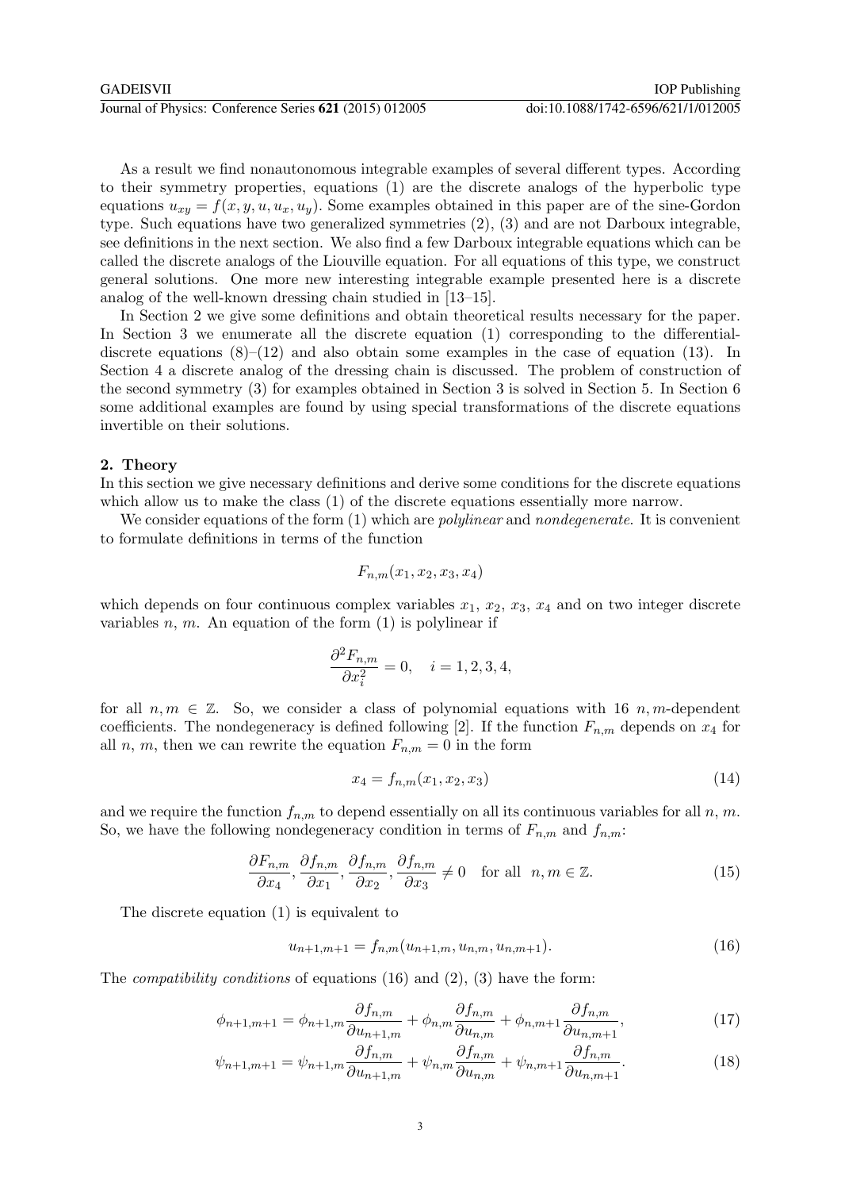As a result we find nonautonomous integrable examples of several different types. According to their symmetry properties, equations (1) are the discrete analogs of the hyperbolic type equations $u_{xy} = f(x, y, u, u_x, u_y)$. Some examples obtained in this paper are of the sine-Gordon type. Such equations have two generalized symmetries (2), (3) and are not Darboux integrable, see definitions in the next section. We also find a few Darboux integrable equations which can be called the discrete analogs of the Liouville equation. For all equations of this type, we construct general solutions. One more new interesting integrable example presented here is a discrete analog of the well-known dressing chain studied in [13–15].

In Section 2 we give some definitions and obtain theoretical results necessary for the paper. In Section 3 we enumerate all the discrete equation (1) corresponding to the differential-discrete equations (8)–(12) and also obtain some examples in the case of equation (13). In Section 4 a discrete analog of the dressing chain is discussed. The problem of construction of the second symmetry (3) for examples obtained in Section 3 is solved in Section 5. In Section 6 some additional examples are found by using special transformations of the discrete equations invertible on their solutions.

## 2. Theory

In this section we give necessary definitions and derive some conditions for the discrete equations which allow us to make the class (1) of the discrete equations essentially more narrow.

We consider equations of the form (1) which are *polylinear* and *nondegenerate*. It is convenient to formulate definitions in terms of the function

$$F_{n,m}(x_1, x_2, x_3, x_4)$$

which depends on four continuous complex variables $x_1$, $x_2$, $x_3$, $x_4$ and on two integer discrete variables $n$, $m$. An equation of the form (1) is polylinear if

$$\frac{\partial^2 F_{n,m}}{\partial x_i^2} = 0, \quad i = 1, 2, 3, 4,$$

for all $n, m \in \mathbb{Z}$. So, we consider a class of polynomial equations with 16 $n, m$-dependent coefficients. The nondegeneracy is defined following [2]. If the function $F_{n,m}$ depends on $x_4$ for all $n$, $m$, then we can rewrite the equation $F_{n,m} = 0$ in the form

$$x_4 = f_{n,m}(x_1, x_2, x_3) \tag{14}$$

and we require the function $f_{n,m}$ to depend essentially on all its continuous variables for all $n$, $m$. So, we have the following nondegeneracy condition in terms of $F_{n,m}$ and $f_{n,m}$:

$$\frac{\partial F_{n,m}}{\partial x_4}, \frac{\partial f_{n,m}}{\partial x_1}, \frac{\partial f_{n,m}}{\partial x_2}, \frac{\partial f_{n,m}}{\partial x_3} \neq 0 \quad \text{for all} \;\; n, m \in \mathbb{Z}. \tag{15}$$

The discrete equation (1) is equivalent to

$$u_{n+1,m+1} = f_{n,m}(u_{n+1,m}, u_{n,m}, u_{n,m+1}). \tag{16}$$

The *compatibility conditions* of equations (16) and (2), (3) have the form:

$$\phi_{n+1,m+1} = \phi_{n+1,m} \frac{\partial f_{n,m}}{\partial u_{n+1,m}} + \phi_{n,m} \frac{\partial f_{n,m}}{\partial u_{n,m}} + \phi_{n,m+1} \frac{\partial f_{n,m}}{\partial u_{n,m+1}}, \tag{17}$$

$$\psi_{n+1,m+1} = \psi_{n+1,m} \frac{\partial f_{n,m}}{\partial u_{n+1,m}} + \psi_{n,m} \frac{\partial f_{n,m}}{\partial u_{n,m}} + \psi_{n,m+1} \frac{\partial f_{n,m}}{\partial u_{n,m+1}}. \tag{18}$$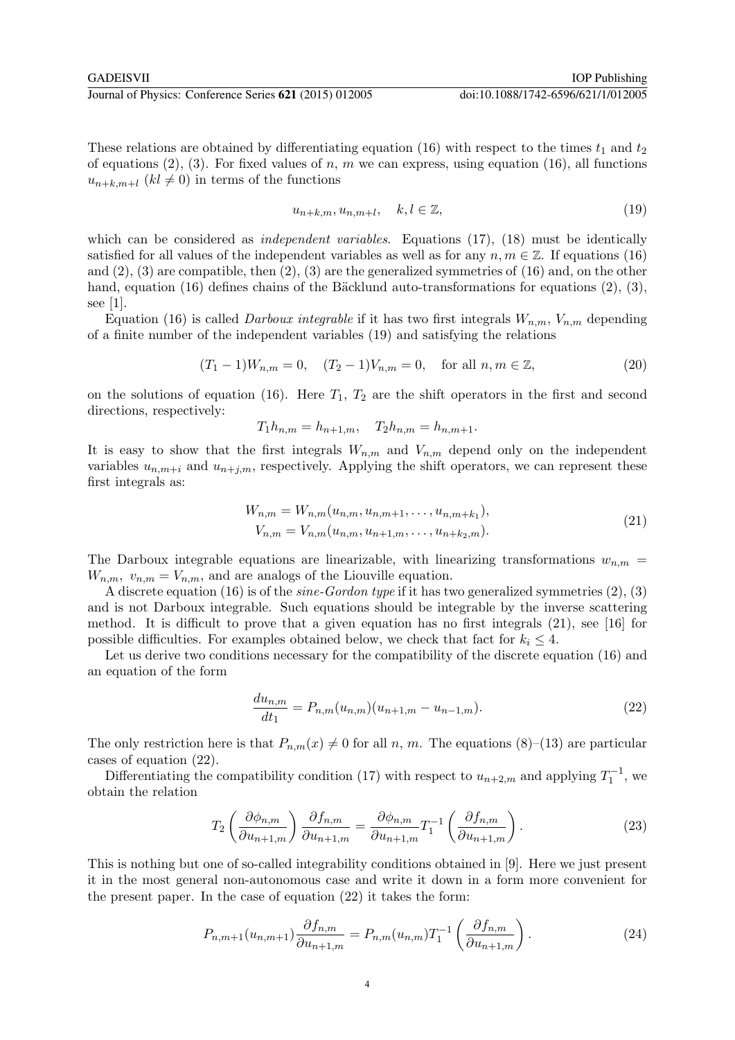These relations are obtained by differentiating equation (16) with respect to the times $t_1$ and $t_2$ of equations (2), (3). For fixed values of $n$, $m$ we can express, using equation (16), all functions $u_{n+k,m+l}$ $(kl \neq 0)$ in terms of the functions

$$u_{n+k,m}, u_{n,m+l}, \quad k, l \in \mathbb{Z}, \tag{19}$$

which can be considered as *independent variables*. Equations (17), (18) must be identically satisfied for all values of the independent variables as well as for any $n, m \in \mathbb{Z}$. If equations (16) and (2), (3) are compatible, then (2), (3) are the generalized symmetries of (16) and, on the other hand, equation (16) defines chains of the Bäcklund auto-transformations for equations (2), (3), see [1].

Equation (16) is called *Darboux integrable* if it has two first integrals $W_{n,m}$, $V_{n,m}$ depending of a finite number of the independent variables (19) and satisfying the relations

$$(T_1 - 1)W_{n,m} = 0, \quad (T_2 - 1)V_{n,m} = 0, \quad \text{for all } n, m \in \mathbb{Z}, \tag{20}$$

on the solutions of equation (16). Here $T_1$, $T_2$ are the shift operators in the first and second directions, respectively:

$$T_1 h_{n,m} = h_{n+1,m}, \quad T_2 h_{n,m} = h_{n,m+1}.$$

It is easy to show that the first integrals $W_{n,m}$ and $V_{n,m}$ depend only on the independent variables $u_{n,m+i}$ and $u_{n+j,m}$, respectively. Applying the shift operators, we can represent these first integrals as:

$$\begin{aligned} W_{n,m} &= W_{n,m}(u_{n,m}, u_{n,m+1}, \ldots, u_{n,m+k_1}), \\ V_{n,m} &= V_{n,m}(u_{n,m}, u_{n+1,m}, \ldots, u_{n+k_2,m}). \end{aligned} \tag{21}$$

The Darboux integrable equations are linearizable, with linearizing transformations $w_{n,m} = W_{n,m}$, $v_{n,m} = V_{n,m}$, and are analogs of the Liouville equation.

A discrete equation (16) is of the *sine-Gordon type* if it has two generalized symmetries (2), (3) and is not Darboux integrable. Such equations should be integrable by the inverse scattering method. It is difficult to prove that a given equation has no first integrals (21), see [16] for possible difficulties. For examples obtained below, we check that fact for $k_i \leq 4$.

Let us derive two conditions necessary for the compatibility of the discrete equation (16) and an equation of the form

$$\frac{du_{n,m}}{dt_1} = P_{n,m}(u_{n,m})(u_{n+1,m} - u_{n-1,m}). \tag{22}$$

The only restriction here is that $P_{n,m}(x) \neq 0$ for all $n$, $m$. The equations (8)–(13) are particular cases of equation (22).

Differentiating the compatibility condition (17) with respect to $u_{n+2,m}$ and applying $T_1^{-1}$, we obtain the relation

$$T_2 \left( \frac{\partial \phi_{n,m}}{\partial u_{n+1,m}} \right) \frac{\partial f_{n,m}}{\partial u_{n+1,m}} = \frac{\partial \phi_{n,m}}{\partial u_{n+1,m}} T_1^{-1} \left( \frac{\partial f_{n,m}}{\partial u_{n+1,m}} \right). \tag{23}$$

This is nothing but one of so-called integrability conditions obtained in [9]. Here we just present it in the most general non-autonomous case and write it down in a form more convenient for the present paper. In the case of equation (22) it takes the form:

$$P_{n,m+1}(u_{n,m+1}) \frac{\partial f_{n,m}}{\partial u_{n+1,m}} = P_{n,m}(u_{n,m}) T_1^{-1} \left( \frac{\partial f_{n,m}}{\partial u_{n+1,m}} \right). \tag{24}$$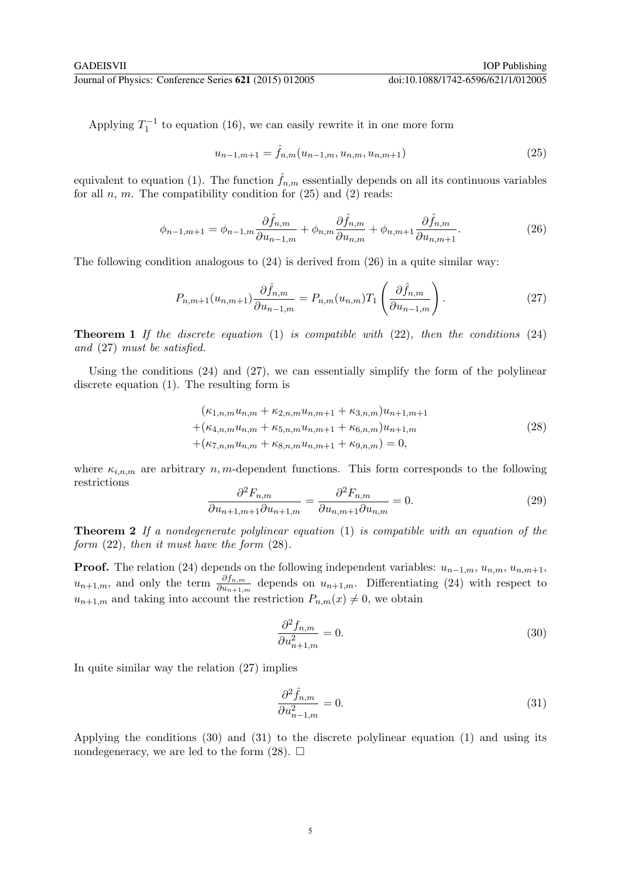Applying $T_1^{-1}$ to equation (16), we can easily rewrite it in one more form

$$u_{n-1,m+1} = \hat{f}_{n,m}(u_{n-1,m}, u_{n,m}, u_{n,m+1}) \tag{25}$$

equivalent to equation (1). The function $\hat{f}_{n,m}$ essentially depends on all its continuous variables for all $n$, $m$. The compatibility condition for (25) and (2) reads:

$$\phi_{n-1,m+1} = \phi_{n-1,m}\frac{\partial \hat{f}_{n,m}}{\partial u_{n-1,m}} + \phi_{n,m}\frac{\partial \hat{f}_{n,m}}{\partial u_{n,m}} + \phi_{n,m+1}\frac{\partial \hat{f}_{n,m}}{\partial u_{n,m+1}}. \tag{26}$$

The following condition analogous to (24) is derived from (26) in a quite similar way:

$$P_{n,m+1}(u_{n,m+1})\frac{\partial \hat{f}_{n,m}}{\partial u_{n-1,m}} = P_{n,m}(u_{n,m})T_1\left(\frac{\partial \hat{f}_{n,m}}{\partial u_{n-1,m}}\right). \tag{27}$$

**Theorem 1** *If the discrete equation* (1) *is compatible with* (22)*, then the conditions* (24) *and* (27) *must be satisfied.*

Using the conditions (24) and (27), we can essentially simplify the form of the polylinear discrete equation (1). The resulting form is

$$\begin{aligned}
&(\kappa_{1,n,m}u_{n,m} + \kappa_{2,n,m}u_{n,m+1} + \kappa_{3,n,m})u_{n+1,m+1} \\
&+(\kappa_{4,n,m}u_{n,m} + \kappa_{5,n,m}u_{n,m+1} + \kappa_{6,n,m})u_{n+1,m} \\
&+(\kappa_{7,n,m}u_{n,m} + \kappa_{8,n,m}u_{n,m+1} + \kappa_{9,n,m}) = 0,
\end{aligned} \tag{28}$$

where $\kappa_{i,n,m}$ are arbitrary $n,m$-dependent functions. This form corresponds to the following restrictions

$$\frac{\partial^2 F_{n,m}}{\partial u_{n+1,m+1}\partial u_{n+1,m}} = \frac{\partial^2 F_{n,m}}{\partial u_{n,m+1}\partial u_{n,m}} = 0. \tag{29}$$

**Theorem 2** *If a nondegenerate polylinear equation* (1) *is compatible with an equation of the form* (22)*, then it must have the form* (28)*.*

**Proof.** The relation (24) depends on the following independent variables: $u_{n-1,m}$, $u_{n,m}$, $u_{n,m+1}$, $u_{n+1,m}$, and only the term $\frac{\partial f_{n,m}}{\partial u_{n+1,m}}$ depends on $u_{n+1,m}$. Differentiating (24) with respect to $u_{n+1,m}$ and taking into account the restriction $P_{n,m}(x) \neq 0$, we obtain

$$\frac{\partial^2 f_{n,m}}{\partial u_{n+1,m}^2} = 0. \tag{30}$$

In quite similar way the relation (27) implies

$$\frac{\partial^2 \hat{f}_{n,m}}{\partial u_{n-1,m}^2} = 0. \tag{31}$$

Applying the conditions (30) and (31) to the discrete polylinear equation (1) and using its nondegeneracy, we are led to the form (28). □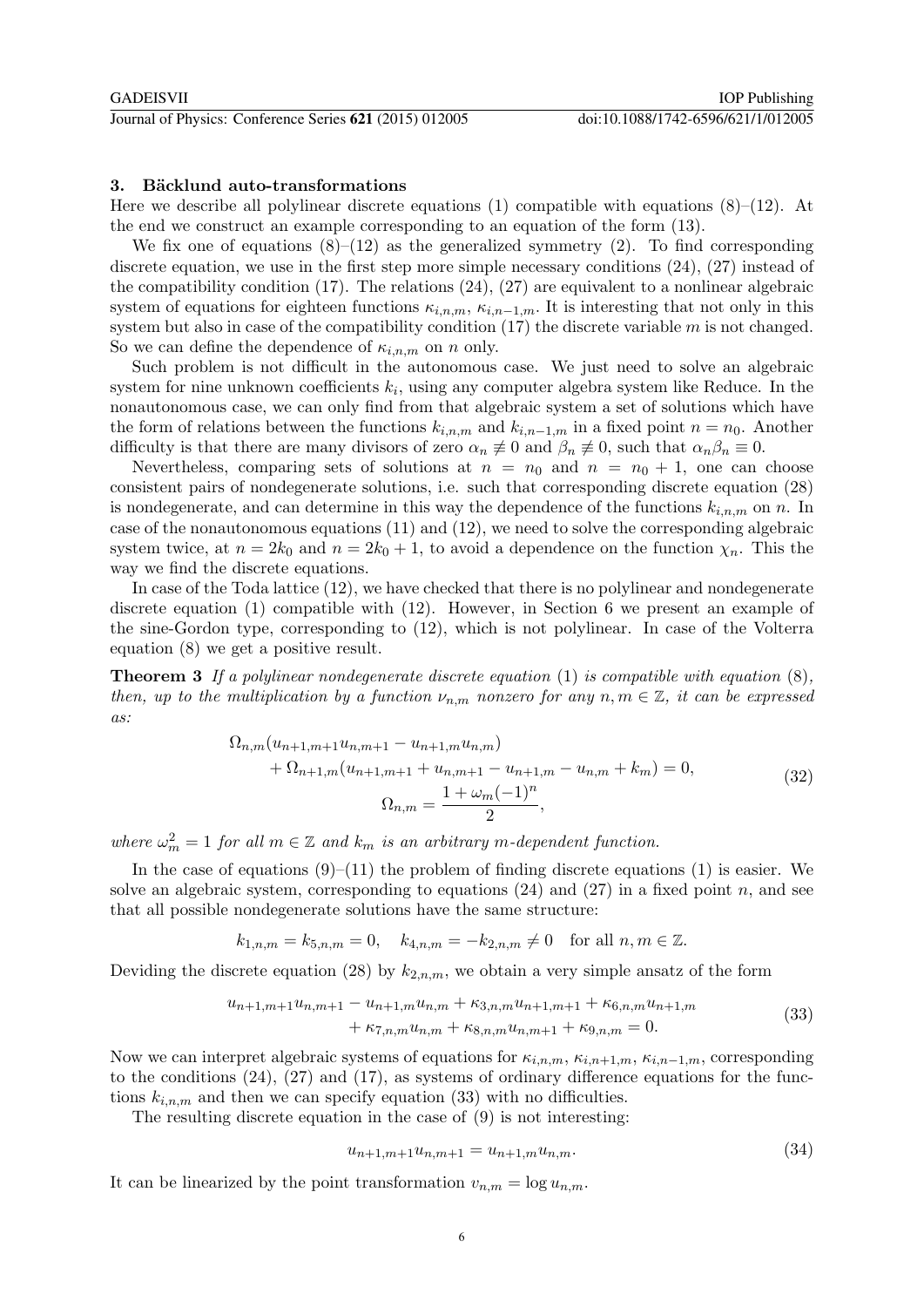### 3. Bäcklund auto-transformations

Here we describe all polylinear discrete equations (1) compatible with equations (8)–(12). At the end we construct an example corresponding to an equation of the form (13).

We fix one of equations (8)–(12) as the generalized symmetry (2). To find corresponding discrete equation, we use in the first step more simple necessary conditions (24), (27) instead of the compatibility condition (17). The relations (24), (27) are equivalent to a nonlinear algebraic system of equations for eighteen functions $\kappa_{i,n,m}$, $\kappa_{i,n-1,m}$. It is interesting that not only in this system but also in case of the compatibility condition (17) the discrete variable $m$ is not changed. So we can define the dependence of $\kappa_{i,n,m}$ on $n$ only.

Such problem is not difficult in the autonomous case. We just need to solve an algebraic system for nine unknown coefficients $k_i$, using any computer algebra system like Reduce. In the nonautonomous case, we can only find from that algebraic system a set of solutions which have the form of relations between the functions $k_{i,n,m}$ and $k_{i,n-1,m}$ in a fixed point $n = n_0$. Another difficulty is that there are many divisors of zero $\alpha_n \not\equiv 0$ and $\beta_n \not\equiv 0$, such that $\alpha_n\beta_n \equiv 0$.

Nevertheless, comparing sets of solutions at $n = n_0$ and $n = n_0 + 1$, one can choose consistent pairs of nondegenerate solutions, i.e. such that corresponding discrete equation (28) is nondegenerate, and can determine in this way the dependence of the functions $k_{i,n,m}$ on $n$. In case of the nonautonomous equations (11) and (12), we need to solve the corresponding algebraic system twice, at $n = 2k_0$ and $n = 2k_0 + 1$, to avoid a dependence on the function $\chi_n$. This the way we find the discrete equations.

In case of the Toda lattice (12), we have checked that there is no polylinear and nondegenerate discrete equation (1) compatible with (12). However, in Section 6 we present an example of the sine-Gordon type, corresponding to (12), which is not polylinear. In case of the Volterra equation (8) we get a positive result.

**Theorem 3** *If a polylinear nondegenerate discrete equation* (1) *is compatible with equation* (8)*, then, up to the multiplication by a function $\nu_{n,m}$ nonzero for any $n, m \in \mathbb{Z}$, it can be expressed as:*

$$\begin{gathered}
\Omega_{n,m}(u_{n+1,m+1}u_{n,m+1} - u_{n+1,m}u_{n,m}) \\
+ \Omega_{n+1,m}(u_{n+1,m+1} + u_{n,m+1} - u_{n+1,m} - u_{n,m} + k_m) = 0, \\
\Omega_{n,m} = \frac{1 + \omega_m(-1)^n}{2},
\end{gathered} \tag{32}$$

*where $\omega_m^2 = 1$ for all $m \in \mathbb{Z}$ and $k_m$ is an arbitrary $m$-dependent function.*

In the case of equations (9)–(11) the problem of finding discrete equations (1) is easier. We solve an algebraic system, corresponding to equations (24) and (27) in a fixed point $n$, and see that all possible nondegenerate solutions have the same structure:

$$k_{1,n,m} = k_{5,n,m} = 0, \quad k_{4,n,m} = -k_{2,n,m} \neq 0 \quad \text{for all } n, m \in \mathbb{Z}.$$

Deviding the discrete equation (28) by $k_{2,n,m}$, we obtain a very simple ansatz of the form

$$\begin{aligned}
u_{n+1,m+1}u_{n,m+1} - u_{n+1,m}u_{n,m} + \kappa_{3,n,m}u_{n+1,m+1} + \kappa_{6,n,m}u_{n+1,m} \\
+ \kappa_{7,n,m}u_{n,m} + \kappa_{8,n,m}u_{n,m+1} + \kappa_{9,n,m} = 0.
\end{aligned} \tag{33}$$

Now we can interpret algebraic systems of equations for $\kappa_{i,n,m}$, $\kappa_{i,n+1,m}$, $\kappa_{i,n-1,m}$, corresponding to the conditions (24), (27) and (17), as systems of ordinary difference equations for the functions $k_{i,n,m}$ and then we can specify equation (33) with no difficulties.

The resulting discrete equation in the case of (9) is not interesting:

$$u_{n+1,m+1}u_{n,m+1} = u_{n+1,m}u_{n,m}. \tag{34}$$

It can be linearized by the point transformation $v_{n,m} = \log u_{n,m}$.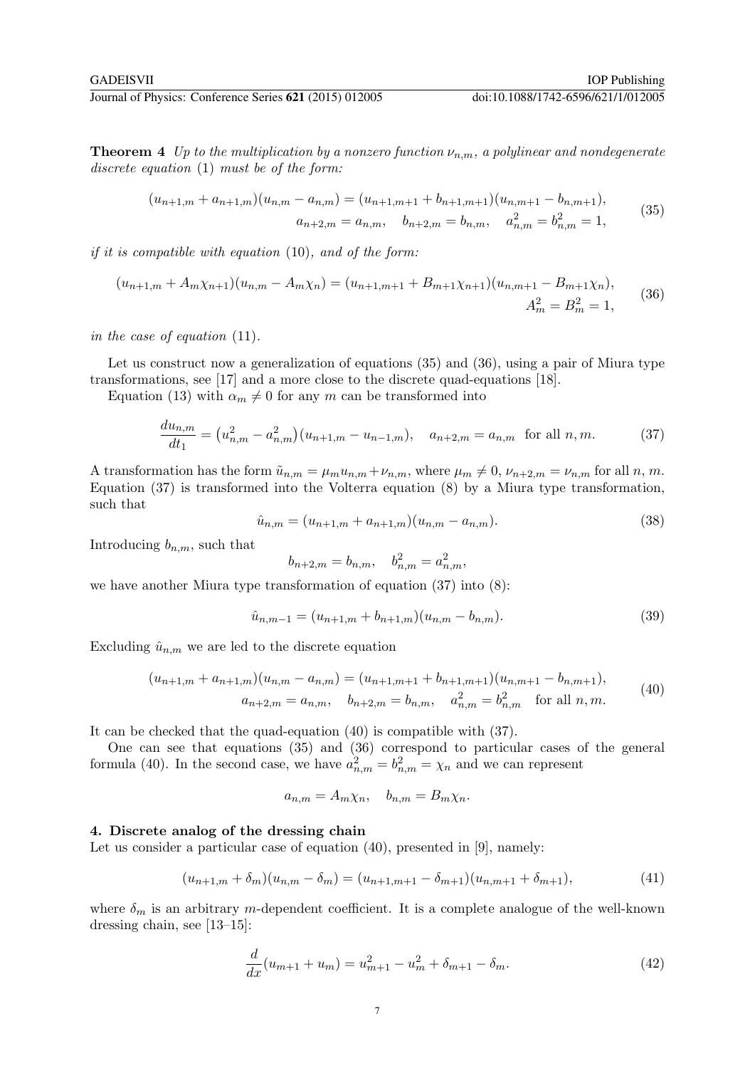**Theorem 4** *Up to the multiplication by a nonzero function $\nu_{n,m}$, a polylinear and nondegenerate discrete equation* (1) *must be of the form:*

$$
\begin{gathered}
(u_{n+1,m} + a_{n+1,m})(u_{n,m} - a_{n,m}) = (u_{n+1,m+1} + b_{n+1,m+1})(u_{n,m+1} - b_{n,m+1}), \\
a_{n+2,m} = a_{n,m}, \quad b_{n+2,m} = b_{n,m}, \quad a_{n,m}^2 = b_{n,m}^2 = 1,
\end{gathered} \tag{35}
$$

*if it is compatible with equation* (10), *and of the form:*

$$
\begin{gathered}
(u_{n+1,m} + A_m \chi_{n+1})(u_{n,m} - A_m \chi_n) = (u_{n+1,m+1} + B_{m+1}\chi_{n+1})(u_{n,m+1} - B_{m+1}\chi_n), \\
A_m^2 = B_m^2 = 1,
\end{gathered} \tag{36}
$$

*in the case of equation* (11).

Let us construct now a generalization of equations (35) and (36), using a pair of Miura type transformations, see [17] and a more close to the discrete quad-equations [18].

Equation (13) with $\alpha_m \neq 0$ for any $m$ can be transformed into

$$
\frac{du_{n,m}}{dt_1} = \left(u_{n,m}^2 - a_{n,m}^2\right)(u_{n+1,m} - u_{n-1,m}), \quad a_{n+2,m} = a_{n,m} \text{ for all } n, m. \tag{37}
$$

A transformation has the form $\tilde{u}_{n,m} = \mu_m u_{n,m} + \nu_{n,m}$, where $\mu_m \neq 0$, $\nu_{n+2,m} = \nu_{n,m}$ for all $n$, $m$. Equation (37) is transformed into the Volterra equation (8) by a Miura type transformation, such that

$$
\hat{u}_{n,m} = (u_{n+1,m} + a_{n+1,m})(u_{n,m} - a_{n,m}). \tag{38}
$$

Introducing $b_{n,m}$, such that

$$
b_{n+2,m} = b_{n,m}, \quad b_{n,m}^2 = a_{n,m}^2,
$$

we have another Miura type transformation of equation (37) into (8):

$$
\hat{u}_{n,m-1} = (u_{n+1,m} + b_{n+1,m})(u_{n,m} - b_{n,m}). \tag{39}
$$

Excluding $\hat{u}_{n,m}$ we are led to the discrete equation

$$
\begin{gathered}
(u_{n+1,m} + a_{n+1,m})(u_{n,m} - a_{n,m}) = (u_{n+1,m+1} + b_{n+1,m+1})(u_{n,m+1} - b_{n,m+1}), \\
a_{n+2,m} = a_{n,m}, \quad b_{n+2,m} = b_{n,m}, \quad a_{n,m}^2 = b_{n,m}^2 \quad \text{for all } n, m.
\end{gathered} \tag{40}
$$

It can be checked that the quad-equation (40) is compatible with (37).

One can see that equations (35) and (36) correspond to particular cases of the general formula (40). In the second case, we have $a_{n,m}^2 = b_{n,m}^2 = \chi_n$ and we can represent

$$
a_{n,m} = A_m \chi_n, \quad b_{n,m} = B_m \chi_n.
$$

## 4. Discrete analog of the dressing chain

Let us consider a particular case of equation (40), presented in [9], namely:

$$
(u_{n+1,m} + \delta_m)(u_{n,m} - \delta_m) = (u_{n+1,m+1} - \delta_{m+1})(u_{n,m+1} + \delta_{m+1}), \tag{41}
$$

where $\delta_m$ is an arbitrary $m$-dependent coefficient. It is a complete analogue of the well-known dressing chain, see [13–15]:

$$
\frac{d}{dx}(u_{m+1} + u_m) = u_{m+1}^2 - u_m^2 + \delta_{m+1} - \delta_m. \tag{42}
$$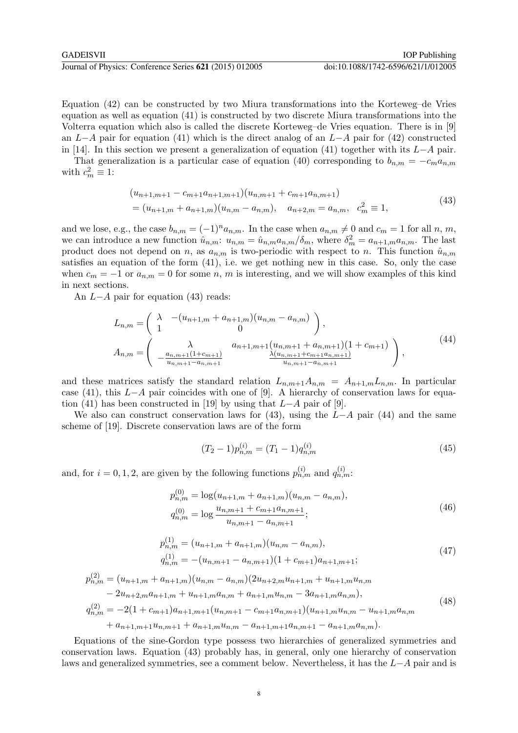Equation (42) can be constructed by two Miura transformations into the Korteweg–de Vries equation as well as equation (41) is constructed by two discrete Miura transformations into the Volterra equation which also is called the discrete Korteweg–de Vries equation. There is in [9] an $L-A$ pair for equation (41) which is the direct analog of an $L-A$ pair for (42) constructed in [14]. In this section we present a generalization of equation (41) together with its $L-A$ pair.

That generalization is a particular case of equation (40) corresponding to $b_{n,m} = -c_m a_{n,m}$ with $c_m^2 \equiv 1$:

$$
\begin{aligned}
&(u_{n+1,m+1} - c_{m+1}a_{n+1,m+1})(u_{n,m+1} + c_{m+1}a_{n,m+1}) \\
&= (u_{n+1,m} + a_{n+1,m})(u_{n,m} - a_{n,m}), \quad a_{n+2,m} = a_{n,m}, \quad c_m^2 \equiv 1,
\end{aligned}
\tag{43}
$$

and we lose, e.g., the case $b_{n,m} = (-1)^n a_{n,m}$. In the case when $a_{n,m} \neq 0$ and $c_m = 1$ for all $n$, $m$, we can introduce a new function $\hat{u}_{n,m}$: $u_{n,m} = \hat{u}_{n,m} a_{n,m}/\delta_m$, where $\delta_m^2 = a_{n+1,m}a_{n,m}$. The last product does not depend on $n$, as $a_{n,m}$ is two-periodic with respect to $n$. This function $\hat{u}_{n,m}$ satisfies an equation of the form (41), i.e. we get nothing new in this case. So, only the case when $c_m = -1$ or $a_{n,m} = 0$ for some $n$, $m$ is interesting, and we will show examples of this kind in next sections.

An $L-A$ pair for equation (43) reads:

$$
\begin{aligned}
L_{n,m} &= \begin{pmatrix} \lambda & -(u_{n+1,m} + a_{n+1,m})(u_{n,m} - a_{n,m}) \\ 1 & 0 \end{pmatrix}, \\
A_{n,m} &= \begin{pmatrix} \lambda & a_{n+1,m+1}(u_{n,m+1} + a_{n,m+1})(1 + c_{m+1}) \\ -\frac{a_{n,m+1}(1+c_{m+1})}{u_{n,m+1} - a_{n,m+1}} & \frac{\lambda(u_{n,m+1} + c_{m+1}a_{n,m+1})}{u_{n,m+1} - a_{n,m+1}} \end{pmatrix},
\end{aligned}
\tag{44}
$$

and these matrices satisfy the standard relation $L_{n,m+1}A_{n,m} = A_{n+1,m}L_{n,m}$. In particular case (41), this $L-A$ pair coincides with one of [9]. A hierarchy of conservation laws for equation (41) has been constructed in [19] by using that $L-A$ pair of [9].

We also can construct conservation laws for (43), using the $L-A$ pair (44) and the same scheme of [19]. Discrete conservation laws are of the form

$$
(T_2 - 1)p_{n,m}^{(i)} = (T_1 - 1)q_{n,m}^{(i)} \tag{45}
$$

and, for $i = 0, 1, 2$, are given by the following functions $p_{n,m}^{(i)}$ and $q_{n,m}^{(i)}$:

$$
\begin{aligned}
p_{n,m}^{(0)} &= \log(u_{n+1,m} + a_{n+1,m})(u_{n,m} - a_{n,m}), \\
q_{n,m}^{(0)} &= \log \frac{u_{n,m+1} + c_{m+1}a_{n,m+1}}{u_{n,m+1} - a_{n,m+1}};
\end{aligned}
\tag{46}
$$

$$
\begin{aligned}
p_{n,m}^{(1)} &= (u_{n+1,m} + a_{n+1,m})(u_{n,m} - a_{n,m}), \\
q_{n,m}^{(1)} &= -(u_{n,m+1} - a_{n,m+1})(1 + c_{m+1})a_{n+1,m+1};
\end{aligned}
\tag{47}
$$

$$
\begin{aligned}
p_{n,m}^{(2)} &= (u_{n+1,m} + a_{n+1,m})(u_{n,m} - a_{n,m})(2u_{n+2,m}u_{n+1,m} + u_{n+1,m}u_{n,m} \\
&\quad - 2u_{n+2,m}a_{n+1,m} + u_{n+1,m}a_{n,m} + a_{n+1,m}u_{n,m} - 3a_{n+1,m}a_{n,m}), \\
q_{n,m}^{(2)} &= -2(1 + c_{m+1})a_{n+1,m+1}(u_{n,m+1} - c_{m+1}a_{n,m+1})(u_{n+1,m}u_{n,m} - u_{n+1,m}a_{n,m} \\
&\quad + a_{n+1,m+1}u_{n,m+1} + a_{n+1,m}u_{n,m} - a_{n+1,m+1}a_{n,m+1} - a_{n+1,m}a_{n,m}).
\end{aligned}
\tag{48}
$$

Equations of the sine-Gordon type possess two hierarchies of generalized symmetries and conservation laws. Equation (43) probably has, in general, only one hierarchy of conservation laws and generalized symmetries, see a comment below. Nevertheless, it has the $L-A$ pair and is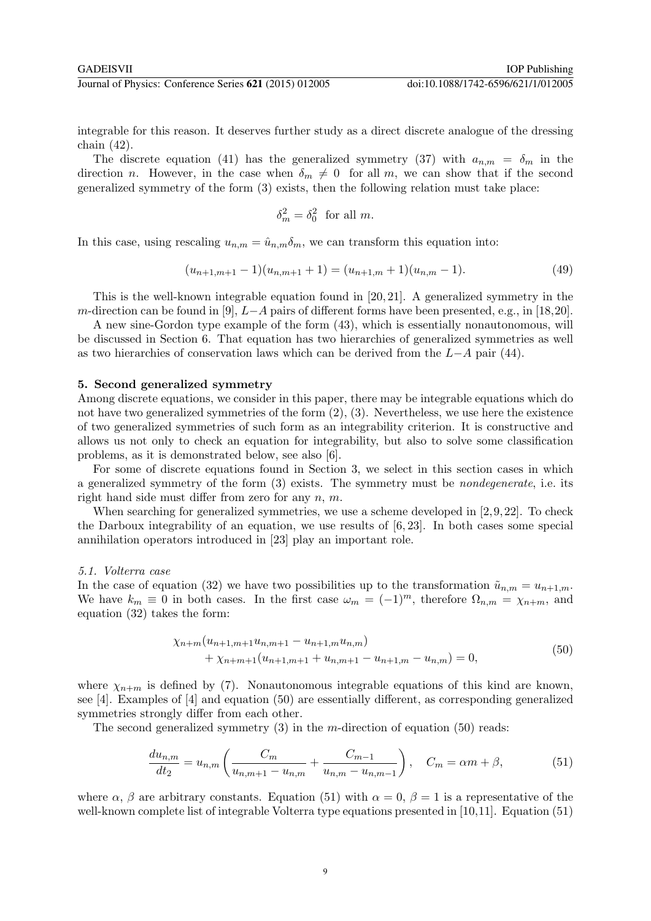integrable for this reason. It deserves further study as a direct discrete analogue of the dressing chain (42).

The discrete equation (41) has the generalized symmetry (37) with $a_{n,m} = \delta_m$ in the direction $n$. However, in the case when $\delta_m \neq 0$ for all $m$, we can show that if the second generalized symmetry of the form (3) exists, then the following relation must take place:

$$\delta_m^2 = \delta_0^2 \text{ for all } m.$$

In this case, using rescaling $u_{n,m} = \hat{u}_{n,m}\delta_m$, we can transform this equation into:

$$(u_{n+1,m+1} - 1)(u_{n,m+1} + 1) = (u_{n+1,m} + 1)(u_{n,m} - 1). \tag{49}$$

This is the well-known integrable equation found in [20, 21]. A generalized symmetry in the $m$-direction can be found in [9], $L-A$ pairs of different forms have been presented, e.g., in [18,20].

A new sine-Gordon type example of the form (43), which is essentially nonautonomous, will be discussed in Section 6. That equation has two hierarchies of generalized symmetries as well as two hierarchies of conservation laws which can be derived from the $L-A$ pair (44).

## 5. Second generalized symmetry

Among discrete equations, we consider in this paper, there may be integrable equations which do not have two generalized symmetries of the form (2), (3). Nevertheless, we use here the existence of two generalized symmetries of such form as an integrability criterion. It is constructive and allows us not only to check an equation for integrability, but also to solve some classification problems, as it is demonstrated below, see also [6].

For some of discrete equations found in Section 3, we select in this section cases in which a generalized symmetry of the form (3) exists. The symmetry must be *nondegenerate*, i.e. its right hand side must differ from zero for any $n$, $m$.

When searching for generalized symmetries, we use a scheme developed in [2, 9, 22]. To check the Darboux integrability of an equation, we use results of [6, 23]. In both cases some special annihilation operators introduced in [23] play an important role.

### 5.1. Volterra case

In the case of equation (32) we have two possibilities up to the transformation $\tilde{u}_{n,m} = u_{n+1,m}$. We have $k_m \equiv 0$ in both cases. In the first case $\omega_m = (-1)^m$, therefore $\Omega_{n,m} = \chi_{n+m}$, and equation (32) takes the form:

$$\begin{aligned} &\chi_{n+m}(u_{n+1,m+1}u_{n,m+1} - u_{n+1,m}u_{n,m}) \\ &\quad + \chi_{n+m+1}(u_{n+1,m+1} + u_{n,m+1} - u_{n+1,m} - u_{n,m}) = 0, \end{aligned} \tag{50}$$

where $\chi_{n+m}$ is defined by (7). Nonautonomous integrable equations of this kind are known, see [4]. Examples of [4] and equation (50) are essentially different, as corresponding generalized symmetries strongly differ from each other.

The second generalized symmetry (3) in the $m$-direction of equation (50) reads:

$$\frac{du_{n,m}}{dt_2} = u_{n,m}\left(\frac{C_m}{u_{n,m+1} - u_{n,m}} + \frac{C_{m-1}}{u_{n,m} - u_{n,m-1}}\right), \quad C_m = \alpha m + \beta, \tag{51}$$

where $\alpha$, $\beta$ are arbitrary constants. Equation (51) with $\alpha = 0$, $\beta = 1$ is a representative of the well-known complete list of integrable Volterra type equations presented in [10,11]. Equation (51)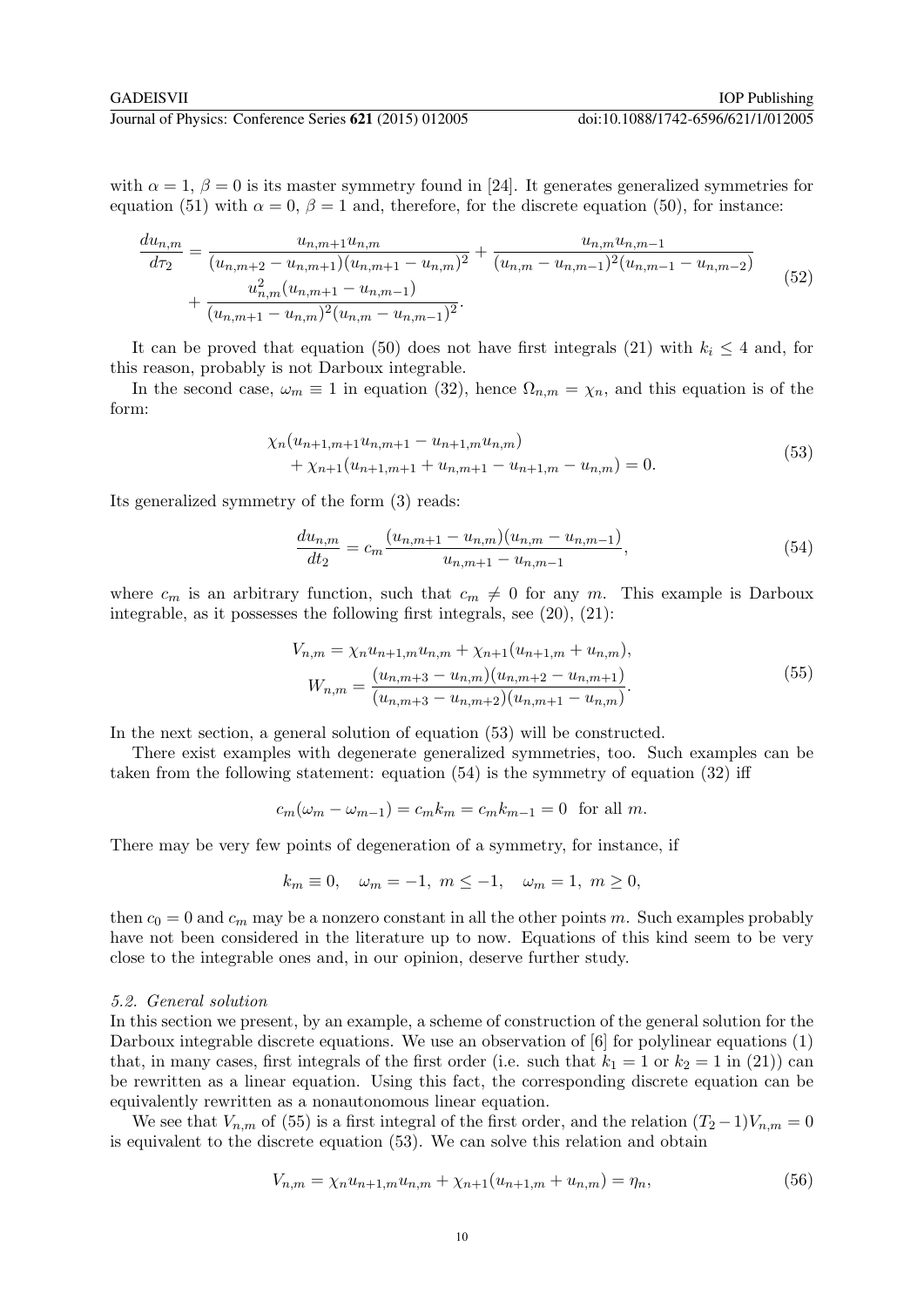with $\alpha = 1$, $\beta = 0$ is its master symmetry found in [24]. It generates generalized symmetries for equation (51) with $\alpha = 0$, $\beta = 1$ and, therefore, for the discrete equation (50), for instance:

$$
\begin{aligned}
\frac{du_{n,m}}{d\tau_2} = {} & \frac{u_{n,m+1}u_{n,m}}{(u_{n,m+2}-u_{n,m+1})(u_{n,m+1}-u_{n,m})^2} + \frac{u_{n,m}u_{n,m-1}}{(u_{n,m}-u_{n,m-1})^2(u_{n,m-1}-u_{n,m-2})} \\
& + \frac{u_{n,m}^2(u_{n,m+1}-u_{n,m-1})}{(u_{n,m+1}-u_{n,m})^2(u_{n,m}-u_{n,m-1})^2}.
\end{aligned}
\tag{52}
$$

It can be proved that equation (50) does not have first integrals (21) with $k_i \le 4$ and, for this reason, probably is not Darboux integrable.

In the second case, $\omega_m \equiv 1$ in equation (32), hence $\Omega_{n,m} = \chi_n$, and this equation is of the form:

$$
\begin{aligned}
& \chi_n(u_{n+1,m+1}u_{n,m+1} - u_{n+1,m}u_{n,m}) \\
& \quad + \chi_{n+1}(u_{n+1,m+1} + u_{n,m+1} - u_{n+1,m} - u_{n,m}) = 0.
\end{aligned}
\tag{53}
$$

Its generalized symmetry of the form (3) reads:

$$
\frac{du_{n,m}}{dt_2} = c_m \frac{(u_{n,m+1}-u_{n,m})(u_{n,m}-u_{n,m-1})}{u_{n,m+1}-u_{n,m-1}},
\tag{54}
$$

where $c_m$ is an arbitrary function, such that $c_m \neq 0$ for any $m$. This example is Darboux integrable, as it possesses the following first integrals, see (20), (21):

$$
\begin{aligned}
V_{n,m} &= \chi_n u_{n+1,m}u_{n,m} + \chi_{n+1}(u_{n+1,m} + u_{n,m}), \\
W_{n,m} &= \frac{(u_{n,m+3}-u_{n,m})(u_{n,m+2}-u_{n,m+1})}{(u_{n,m+3}-u_{n,m+2})(u_{n,m+1}-u_{n,m})}.
\end{aligned}
\tag{55}
$$

In the next section, a general solution of equation (53) will be constructed.

There exist examples with degenerate generalized symmetries, too. Such examples can be taken from the following statement: equation (54) is the symmetry of equation (32) iff

$$
c_m(\omega_m - \omega_{m-1}) = c_m k_m = c_m k_{m-1} = 0 \quad \text{for all } m.
$$

There may be very few points of degeneration of a symmetry, for instance, if

$$
k_m \equiv 0, \quad \omega_m = -1,\ m \le -1, \quad \omega_m = 1,\ m \ge 0,
$$

then $c_0 = 0$ and $c_m$ may be a nonzero constant in all the other points $m$. Such examples probably have not been considered in the literature up to now. Equations of this kind seem to be very close to the integrable ones and, in our opinion, deserve further study.

### 5.2. General solution

In this section we present, by an example, a scheme of construction of the general solution for the Darboux integrable discrete equations. We use an observation of [6] for polylinear equations (1) that, in many cases, first integrals of the first order (i.e. such that $k_1 = 1$ or $k_2 = 1$ in (21)) can be rewritten as a linear equation. Using this fact, the corresponding discrete equation can be equivalently rewritten as a nonautonomous linear equation.

We see that $V_{n,m}$ of (55) is a first integral of the first order, and the relation $(T_2 - 1)V_{n,m} = 0$ is equivalent to the discrete equation (53). We can solve this relation and obtain

$$
V_{n,m} = \chi_n u_{n+1,m}u_{n,m} + \chi_{n+1}(u_{n+1,m} + u_{n,m}) = \eta_n,
\tag{56}
$$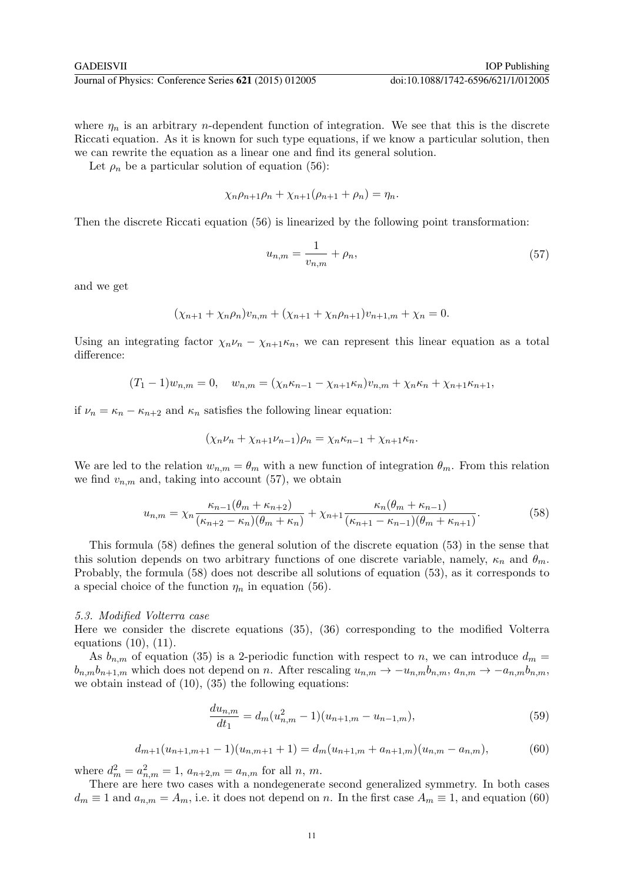where $\eta_n$ is an arbitrary $n$-dependent function of integration. We see that this is the discrete Riccati equation. As it is known for such type equations, if we know a particular solution, then we can rewrite the equation as a linear one and find its general solution.

Let $\rho_n$ be a particular solution of equation (56):

$$\chi_n \rho_{n+1}\rho_n + \chi_{n+1}(\rho_{n+1} + \rho_n) = \eta_n.$$

Then the discrete Riccati equation (56) is linearized by the following point transformation:

$$u_{n,m} = \frac{1}{v_{n,m}} + \rho_n, \tag{57}$$

and we get

$$(\chi_{n+1} + \chi_n \rho_n)v_{n,m} + (\chi_{n+1} + \chi_n \rho_{n+1})v_{n+1,m} + \chi_n = 0.$$

Using an integrating factor $\chi_n \nu_n - \chi_{n+1}\kappa_n$, we can represent this linear equation as a total difference:

$$(T_1 - 1)w_{n,m} = 0, \quad w_{n,m} = (\chi_n \kappa_{n-1} - \chi_{n+1}\kappa_n)v_{n,m} + \chi_n \kappa_n + \chi_{n+1}\kappa_{n+1},$$

if $\nu_n = \kappa_n - \kappa_{n+2}$ and $\kappa_n$ satisfies the following linear equation:

$$(\chi_n \nu_n + \chi_{n+1}\nu_{n-1})\rho_n = \chi_n \kappa_{n-1} + \chi_{n+1}\kappa_n.$$

We are led to the relation $w_{n,m} = \theta_m$ with a new function of integration $\theta_m$. From this relation we find $v_{n,m}$ and, taking into account (57), we obtain

$$u_{n,m} = \chi_n \frac{\kappa_{n-1}(\theta_m + \kappa_{n+2})}{(\kappa_{n+2} - \kappa_n)(\theta_m + \kappa_n)} + \chi_{n+1}\frac{\kappa_n(\theta_m + \kappa_{n-1})}{(\kappa_{n+1} - \kappa_{n-1})(\theta_m + \kappa_{n+1})}. \tag{58}$$

This formula (58) defines the general solution of the discrete equation (53) in the sense that this solution depends on two arbitrary functions of one discrete variable, namely, $\kappa_n$ and $\theta_m$. Probably, the formula (58) does not describe all solutions of equation (53), as it corresponds to a special choice of the function $\eta_n$ in equation (56).

### 5.3. Modified Volterra case

Here we consider the discrete equations (35), (36) corresponding to the modified Volterra equations (10), (11).

As $b_{n,m}$ of equation (35) is a 2-periodic function with respect to $n$, we can introduce $d_m = b_{n,m}b_{n+1,m}$ which does not depend on $n$. After rescaling $u_{n,m} \to -u_{n,m}b_{n,m}$, $a_{n,m} \to -a_{n,m}b_{n,m}$, we obtain instead of (10), (35) the following equations:

$$\frac{du_{n,m}}{dt_1} = d_m(u_{n,m}^2 - 1)(u_{n+1,m} - u_{n-1,m}), \tag{59}$$

$$d_{m+1}(u_{n+1,m+1} - 1)(u_{n,m+1} + 1) = d_m(u_{n+1,m} + a_{n+1,m})(u_{n,m} - a_{n,m}), \tag{60}$$

where $d_m^2 = a_{n,m}^2 = 1$, $a_{n+2,m} = a_{n,m}$ for all $n$, $m$.

There are here two cases with a nondegenerate second generalized symmetry. In both cases $d_m \equiv 1$ and $a_{n,m} = A_m$, i.e. it does not depend on $n$. In the first case $A_m \equiv 1$, and equation (60)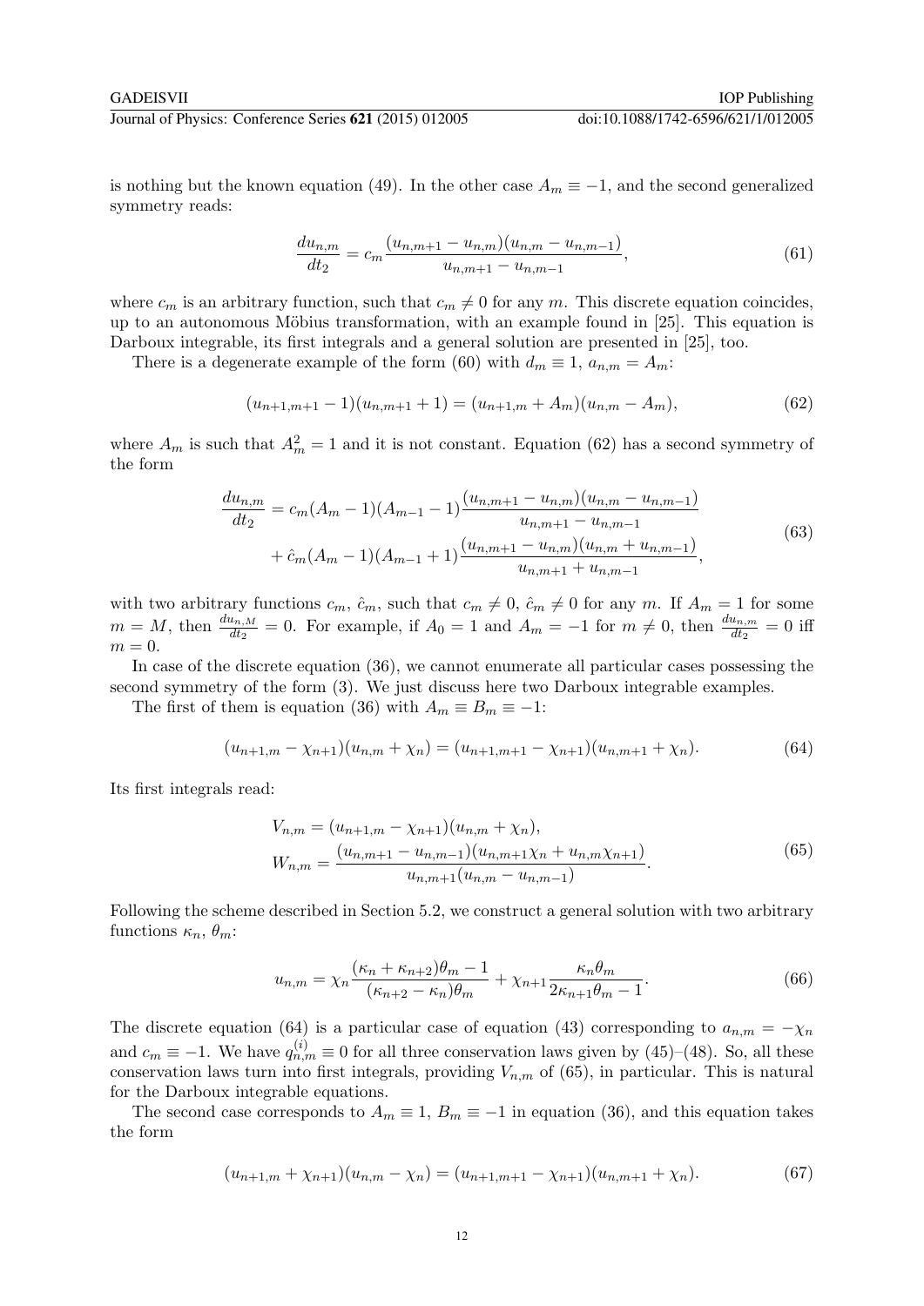is nothing but the known equation (49). In the other case $A_m \equiv -1$, and the second generalized symmetry reads:

$$\frac{du_{n,m}}{dt_2} = c_m \frac{(u_{n,m+1} - u_{n,m})(u_{n,m} - u_{n,m-1})}{u_{n,m+1} - u_{n,m-1}}, \tag{61}$$

where $c_m$ is an arbitrary function, such that $c_m \neq 0$ for any $m$. This discrete equation coincides, up to an autonomous Möbius transformation, with an example found in [25]. This equation is Darboux integrable, its first integrals and a general solution are presented in [25], too.

There is a degenerate example of the form (60) with $d_m \equiv 1$, $a_{n,m} = A_m$:

$$(u_{n+1,m+1} - 1)(u_{n,m+1} + 1) = (u_{n+1,m} + A_m)(u_{n,m} - A_m), \tag{62}$$

where $A_m$ is such that $A_m^2 = 1$ and it is not constant. Equation (62) has a second symmetry of the form

$$\begin{aligned}\frac{du_{n,m}}{dt_2} = {} & c_m(A_m - 1)(A_{m-1} - 1)\frac{(u_{n,m+1} - u_{n,m})(u_{n,m} - u_{n,m-1})}{u_{n,m+1} - u_{n,m-1}} \\ & + \hat{c}_m(A_m - 1)(A_{m-1} + 1)\frac{(u_{n,m+1} - u_{n,m})(u_{n,m} + u_{n,m-1})}{u_{n,m+1} + u_{n,m-1}},\end{aligned} \tag{63}$$

with two arbitrary functions $c_m$, $\hat{c}_m$, such that $c_m \neq 0$, $\hat{c}_m \neq 0$ for any $m$. If $A_m = 1$ for some $m = M$, then $\frac{du_{n,M}}{dt_2} = 0$. For example, if $A_0 = 1$ and $A_m = -1$ for $m \neq 0$, then $\frac{du_{n,m}}{dt_2} = 0$ iff $m = 0$.

In case of the discrete equation (36), we cannot enumerate all particular cases possessing the second symmetry of the form (3). We just discuss here two Darboux integrable examples.

The first of them is equation (36) with $A_m \equiv B_m \equiv -1$:

$$(u_{n+1,m} - \chi_{n+1})(u_{n,m} + \chi_n) = (u_{n+1,m+1} - \chi_{n+1})(u_{n,m+1} + \chi_n). \tag{64}$$

Its first integrals read:

$$\begin{aligned} V_{n,m} &= (u_{n+1,m} - \chi_{n+1})(u_{n,m} + \chi_n), \\ W_{n,m} &= \frac{(u_{n,m+1} - u_{n,m-1})(u_{n,m+1}\chi_n + u_{n,m}\chi_{n+1})}{u_{n,m+1}(u_{n,m} - u_{n,m-1})}. \end{aligned} \tag{65}$$

Following the scheme described in Section 5.2, we construct a general solution with two arbitrary functions $\kappa_n$, $\theta_m$:

$$u_{n,m} = \chi_n \frac{(\kappa_n + \kappa_{n+2})\theta_m - 1}{(\kappa_{n+2} - \kappa_n)\theta_m} + \chi_{n+1}\frac{\kappa_n \theta_m}{2\kappa_{n+1}\theta_m - 1}. \tag{66}$$

The discrete equation (64) is a particular case of equation (43) corresponding to $a_{n,m} = -\chi_n$ and $c_m \equiv -1$. We have $q_{n,m}^{(i)} \equiv 0$ for all three conservation laws given by (45)–(48). So, all these conservation laws turn into first integrals, providing $V_{n,m}$ of (65), in particular. This is natural for the Darboux integrable equations.

The second case corresponds to $A_m \equiv 1$, $B_m \equiv -1$ in equation (36), and this equation takes the form

$$(u_{n+1,m} + \chi_{n+1})(u_{n,m} - \chi_n) = (u_{n+1,m+1} - \chi_{n+1})(u_{n,m+1} + \chi_n). \tag{67}$$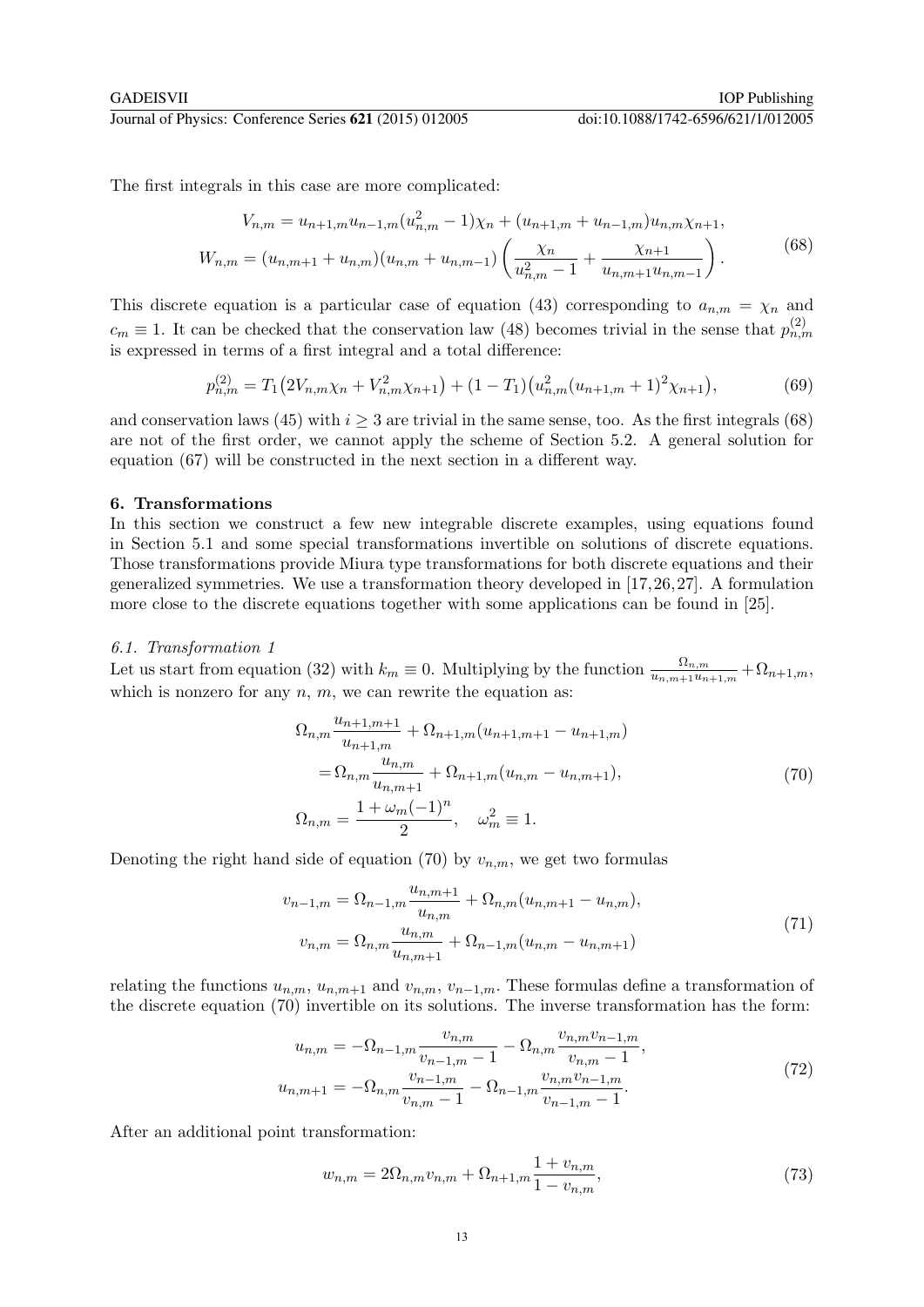The first integrals in this case are more complicated:

$$
\begin{aligned}
V_{n,m} &= u_{n+1,m}u_{n-1,m}(u_{n,m}^2 - 1)\chi_n + (u_{n+1,m} + u_{n-1,m})u_{n,m}\chi_{n+1}, \\
W_{n,m} &= (u_{n,m+1} + u_{n,m})(u_{n,m} + u_{n,m-1})\left(\frac{\chi_n}{u_{n,m}^2 - 1} + \frac{\chi_{n+1}}{u_{n,m+1}u_{n,m-1}}\right).
\end{aligned}
\tag{68}
$$

This discrete equation is a particular case of equation (43) corresponding to $a_{n,m} = \chi_n$ and $c_m \equiv 1$. It can be checked that the conservation law (48) becomes trivial in the sense that $p_{n,m}^{(2)}$ is expressed in terms of a first integral and a total difference:

$$
p_{n,m}^{(2)} = T_1\big(2V_{n,m}\chi_n + V_{n,m}^2\chi_{n+1}\big) + (1 - T_1)\big(u_{n,m}^2(u_{n+1,m} + 1)^2\chi_{n+1}\big), \tag{69}
$$

and conservation laws (45) with $i \geq 3$ are trivial in the same sense, too. As the first integrals (68) are not of the first order, we cannot apply the scheme of Section 5.2. A general solution for equation (67) will be constructed in the next section in a different way.

## 6. Transformations

In this section we construct a few new integrable discrete examples, using equations found in Section 5.1 and some special transformations invertible on solutions of discrete equations. Those transformations provide Miura type transformations for both discrete equations and their generalized symmetries. We use a transformation theory developed in [17,26,27]. A formulation more close to the discrete equations together with some applications can be found in [25].

### 6.1. Transformation 1

Let us start from equation (32) with $k_m \equiv 0$. Multiplying by the function $\frac{\Omega_{n,m}}{u_{n,m+1}u_{n+1,m}} + \Omega_{n+1,m}$, which is nonzero for any $n$, $m$, we can rewrite the equation as:

$$
\begin{aligned}
&\Omega_{n,m}\frac{u_{n+1,m+1}}{u_{n+1,m}} + \Omega_{n+1,m}(u_{n+1,m+1} - u_{n+1,m}) \\
&\quad = \Omega_{n,m}\frac{u_{n,m}}{u_{n,m+1}} + \Omega_{n+1,m}(u_{n,m} - u_{n,m+1}), \\
&\Omega_{n,m} = \frac{1 + \omega_m(-1)^n}{2}, \quad \omega_m^2 \equiv 1.
\end{aligned}
\tag{70}
$$

Denoting the right hand side of equation (70) by $v_{n,m}$, we get two formulas

$$
\begin{aligned}
v_{n-1,m} &= \Omega_{n-1,m}\frac{u_{n,m+1}}{u_{n,m}} + \Omega_{n,m}(u_{n,m+1} - u_{n,m}), \\
v_{n,m} &= \Omega_{n,m}\frac{u_{n,m}}{u_{n,m+1}} + \Omega_{n-1,m}(u_{n,m} - u_{n,m+1})
\end{aligned}
\tag{71}
$$

relating the functions $u_{n,m}$, $u_{n,m+1}$ and $v_{n,m}$, $v_{n-1,m}$. These formulas define a transformation of the discrete equation (70) invertible on its solutions. The inverse transformation has the form:

$$
\begin{aligned}
u_{n,m} &= -\Omega_{n-1,m}\frac{v_{n,m}}{v_{n-1,m} - 1} - \Omega_{n,m}\frac{v_{n,m}v_{n-1,m}}{v_{n,m} - 1}, \\
u_{n,m+1} &= -\Omega_{n,m}\frac{v_{n-1,m}}{v_{n,m} - 1} - \Omega_{n-1,m}\frac{v_{n,m}v_{n-1,m}}{v_{n-1,m} - 1}.
\end{aligned}
\tag{72}
$$

After an additional point transformation:

$$
w_{n,m} = 2\Omega_{n,m}v_{n,m} + \Omega_{n+1,m}\frac{1 + v_{n,m}}{1 - v_{n,m}}, \tag{73}
$$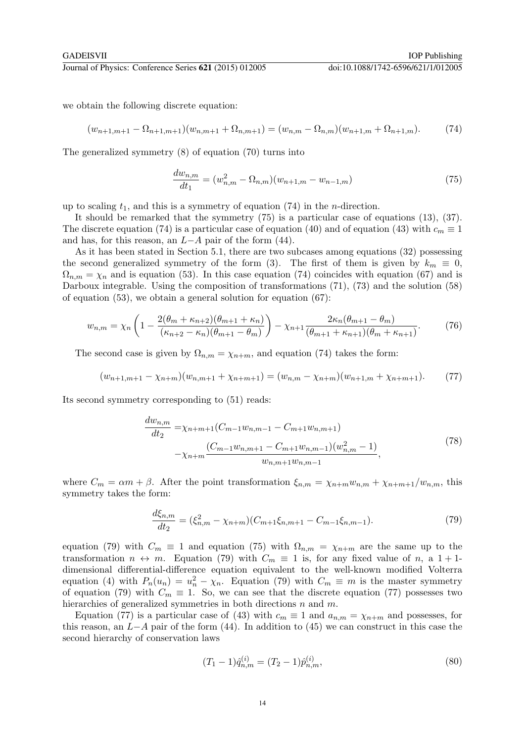we obtain the following discrete equation:

$$(w_{n+1,m+1} - \Omega_{n+1,m+1})(w_{n,m+1} + \Omega_{n,m+1}) = (w_{n,m} - \Omega_{n,m})(w_{n+1,m} + \Omega_{n+1,m}). \tag{74}$$

The generalized symmetry (8) of equation (70) turns into

$$\frac{dw_{n,m}}{dt_1} = (w_{n,m}^2 - \Omega_{n,m})(w_{n+1,m} - w_{n-1,m}) \tag{75}$$

up to scaling $t_1$, and this is a symmetry of equation (74) in the $n$-direction.

It should be remarked that the symmetry (75) is a particular case of equations (13), (37). The discrete equation (74) is a particular case of equation (40) and of equation (43) with $c_m \equiv 1$ and has, for this reason, an $L-A$ pair of the form (44).

As it has been stated in Section 5.1, there are two subcases among equations (32) possessing the second generalized symmetry of the form (3). The first of them is given by $k_m \equiv 0$, $\Omega_{n,m} = \chi_n$ and is equation (53). In this case equation (74) coincides with equation (67) and is Darboux integrable. Using the composition of transformations (71), (73) and the solution (58) of equation (53), we obtain a general solution for equation (67):

$$w_{n,m} = \chi_n \left(1 - \frac{2(\theta_m + \kappa_{n+2})(\theta_{m+1} + \kappa_n)}{(\kappa_{n+2} - \kappa_n)(\theta_{m+1} - \theta_m)}\right) - \chi_{n+1} \frac{2\kappa_n(\theta_{m+1} - \theta_m)}{(\theta_{m+1} + \kappa_{n+1})(\theta_m + \kappa_{n+1})}. \tag{76}$$

The second case is given by $\Omega_{n,m} = \chi_{n+m}$, and equation (74) takes the form:

$$(w_{n+1,m+1} - \chi_{n+m})(w_{n,m+1} + \chi_{n+m+1}) = (w_{n,m} - \chi_{n+m})(w_{n+1,m} + \chi_{n+m+1}). \tag{77}$$

Its second symmetry corresponding to (51) reads:

$$\begin{aligned}\frac{dw_{n,m}}{dt_2} =& \chi_{n+m+1}(C_{m-1}w_{n,m-1} - C_{m+1}w_{n,m+1}) \\ &- \chi_{n+m}\frac{(C_{m-1}w_{n,m+1} - C_{m+1}w_{n,m-1})(w_{n,m}^2 - 1)}{w_{n,m+1}w_{n,m-1}},\end{aligned} \tag{78}$$

where $C_m = \alpha m + \beta$. After the point transformation $\xi_{n,m} = \chi_{n+m}w_{n,m} + \chi_{n+m+1}/w_{n,m}$, this symmetry takes the form:

$$\frac{d\xi_{n,m}}{dt_2} = (\xi_{n,m}^2 - \chi_{n+m})(C_{m+1}\xi_{n,m+1} - C_{m-1}\xi_{n,m-1}). \tag{79}$$

equation (79) with $C_m \equiv 1$ and equation (75) with $\Omega_{n,m} = \chi_{n+m}$ are the same up to the transformation $n \leftrightarrow m$. Equation (79) with $C_m \equiv 1$ is, for any fixed value of $n$, a 1 + 1-dimensional differential-difference equation equivalent to the well-known modified Volterra equation (4) with $P_n(u_n) = u_n^2 - \chi_n$. Equation (79) with $C_m \equiv m$ is the master symmetry of equation (79) with $C_m \equiv 1$. So, we can see that the discrete equation (77) possesses two hierarchies of generalized symmetries in both directions $n$ and $m$.

Equation (77) is a particular case of (43) with $c_m \equiv 1$ and $a_{n,m} = \chi_{n+m}$ and possesses, for this reason, an $L-A$ pair of the form (44). In addition to (45) we can construct in this case the second hierarchy of conservation laws

$$(T_1 - 1)\hat{q}_{n,m}^{(i)} = (T_2 - 1)\hat{p}_{n,m}^{(i)}, \tag{80}$$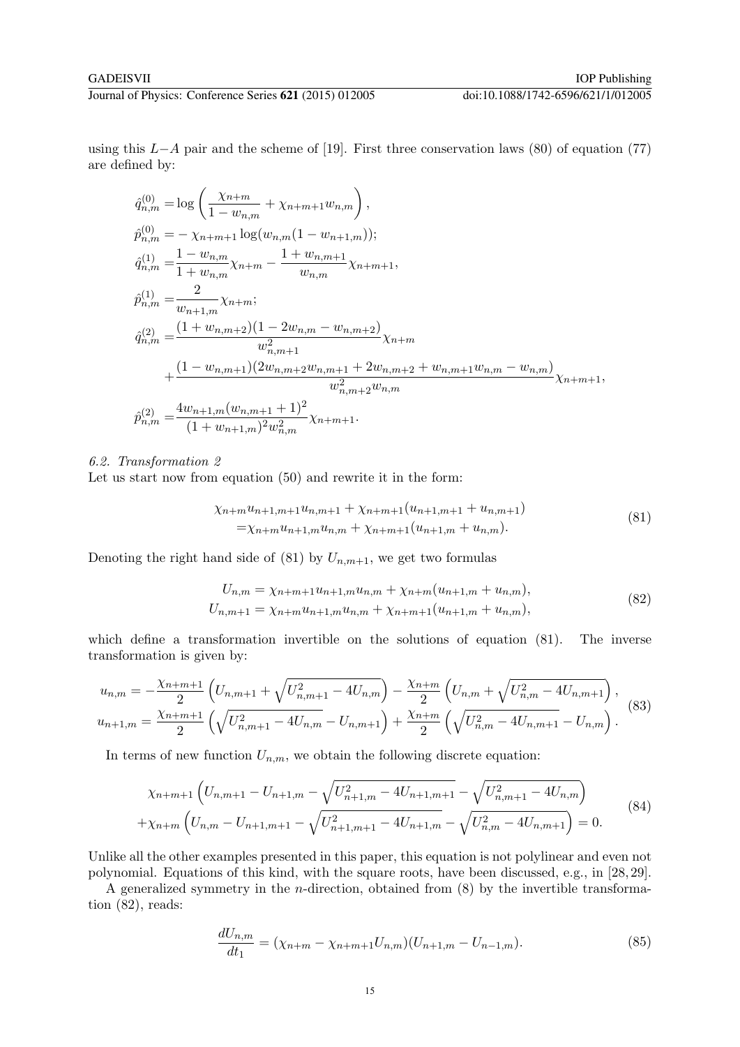using this $L-A$ pair and the scheme of [19]. First three conservation laws (80) of equation (77) are defined by:

$$
\begin{aligned}
\hat{q}^{(0)}_{n,m} =& \log\left(\frac{\chi_{n+m}}{1-w_{n,m}} + \chi_{n+m+1}w_{n,m}\right), \\
\hat{p}^{(0)}_{n,m} =& -\chi_{n+m+1}\log(w_{n,m}(1-w_{n+1,m})); \\
\hat{q}^{(1)}_{n,m} =& \frac{1-w_{n,m}}{1+w_{n,m}}\chi_{n+m} - \frac{1+w_{n,m+1}}{w_{n,m}}\chi_{n+m+1}, \\
\hat{p}^{(1)}_{n,m} =& \frac{2}{w_{n+1,m}}\chi_{n+m}; \\
\hat{q}^{(2)}_{n,m} =& \frac{(1+w_{n,m+2})(1-2w_{n,m}-w_{n,m+2})}{w^2_{n,m+1}}\chi_{n+m} \\
&+ \frac{(1-w_{n,m+1})(2w_{n,m+2}w_{n,m+1}+2w_{n,m+2}+w_{n,m+1}w_{n,m}-w_{n,m})}{w^2_{n,m+2}w_{n,m}}\chi_{n+m+1}, \\
\hat{p}^{(2)}_{n,m} =& \frac{4w_{n+1,m}(w_{n,m+1}+1)^2}{(1+w_{n+1,m})^2 w^2_{n,m}}\chi_{n+m+1}.
\end{aligned}
$$

### *6.2. Transformation 2*

Let us start now from equation (50) and rewrite it in the form:

$$
\begin{aligned}
&\chi_{n+m}u_{n+1,m+1}u_{n,m+1} + \chi_{n+m+1}(u_{n+1,m+1}+u_{n,m+1}) \\
=&\chi_{n+m}u_{n+1,m}u_{n,m} + \chi_{n+m+1}(u_{n+1,m}+u_{n,m}).
\end{aligned} \tag{81}
$$

Denoting the right hand side of (81) by $U_{n,m+1}$, we get two formulas

$$
\begin{aligned}
U_{n,m} &= \chi_{n+m+1}u_{n+1,m}u_{n,m} + \chi_{n+m}(u_{n+1,m}+u_{n,m}), \\
U_{n,m+1} &= \chi_{n+m}u_{n+1,m}u_{n,m} + \chi_{n+m+1}(u_{n+1,m}+u_{n,m}),
\end{aligned} \tag{82}
$$

which define a transformation invertible on the solutions of equation (81). The inverse transformation is given by:

$$
\begin{aligned}
u_{n,m} &= -\frac{\chi_{n+m+1}}{2}\left(U_{n,m+1} + \sqrt{U^2_{n,m+1}-4U_{n,m}}\right) - \frac{\chi_{n+m}}{2}\left(U_{n,m} + \sqrt{U^2_{n,m}-4U_{n,m+1}}\right), \\
u_{n+1,m} &= \frac{\chi_{n+m+1}}{2}\left(\sqrt{U^2_{n,m+1}-4U_{n,m}} - U_{n,m+1}\right) + \frac{\chi_{n+m}}{2}\left(\sqrt{U^2_{n,m}-4U_{n,m+1}} - U_{n,m}\right).
\end{aligned} \tag{83}
$$

In terms of new function $U_{n,m}$, we obtain the following discrete equation:

$$
\begin{aligned}
&\chi_{n+m+1}\left(U_{n,m+1} - U_{n+1,m} - \sqrt{U^2_{n+1,m}-4U_{n+1,m+1}} - \sqrt{U^2_{n,m+1}-4U_{n,m}}\right) \\
&+\chi_{n+m}\left(U_{n,m} - U_{n+1,m+1} - \sqrt{U^2_{n+1,m+1}-4U_{n+1,m}} - \sqrt{U^2_{n,m}-4U_{n,m+1}}\right) = 0.
\end{aligned} \tag{84}
$$

Unlike all the other examples presented in this paper, this equation is not polylinear and even not polynomial. Equations of this kind, with the square roots, have been discussed, e.g., in [28, 29].

A generalized symmetry in the $n$-direction, obtained from (8) by the invertible transformation (82), reads:

$$
\frac{dU_{n,m}}{dt_1} = (\chi_{n+m} - \chi_{n+m+1}U_{n,m})(U_{n+1,m} - U_{n-1,m}). \tag{85}
$$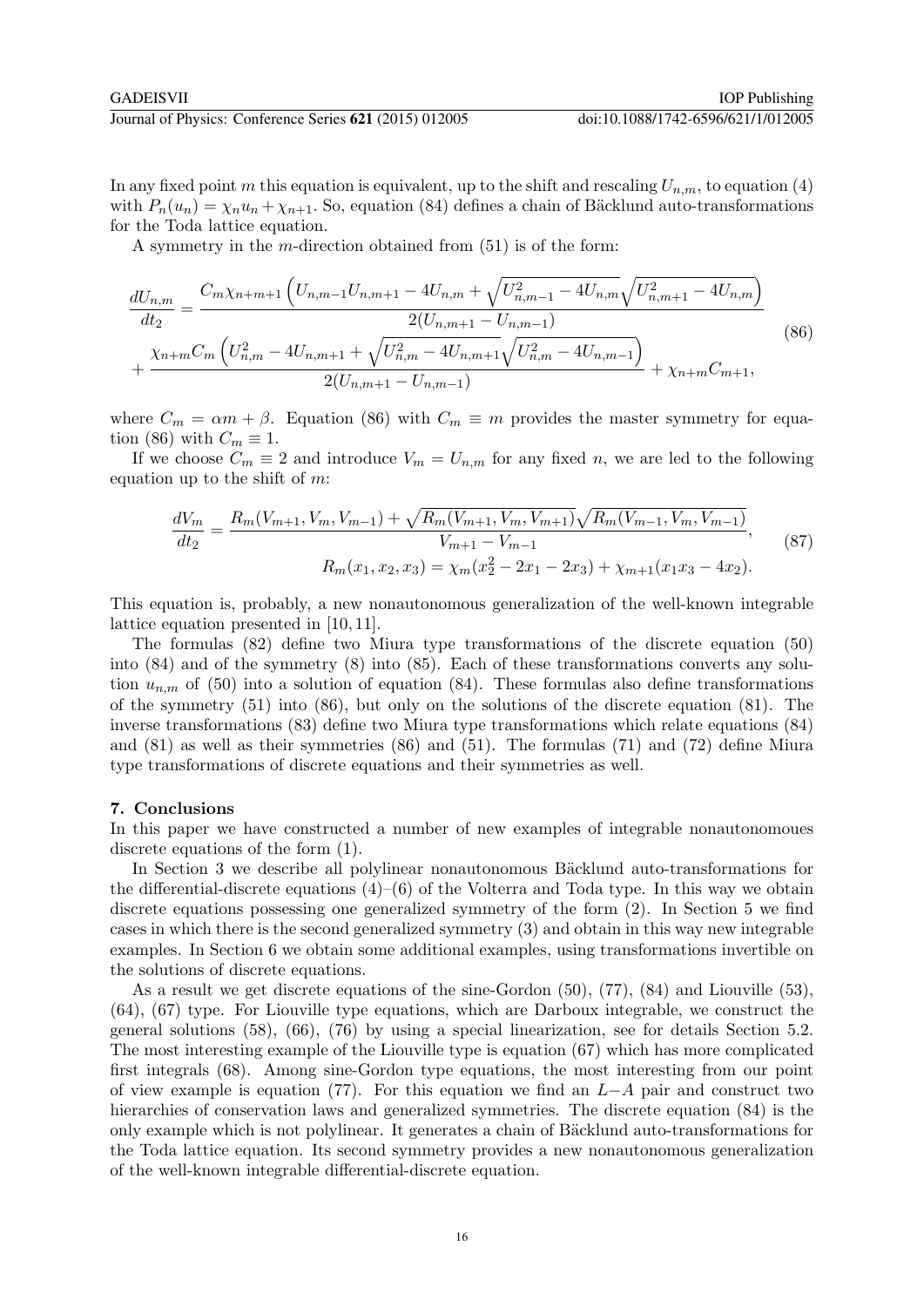In any fixed point $m$ this equation is equivalent, up to the shift and rescaling $U_{n,m}$, to equation (4) with $P_n(u_n) = \chi_n u_n + \chi_{n+1}$. So, equation (84) defines a chain of Bäcklund auto-transformations for the Toda lattice equation.

A symmetry in the $m$-direction obtained from (51) is of the form:

$$
\begin{aligned}
\frac{dU_{n,m}}{dt_2} &= \frac{C_m \chi_{n+m+1}\left(U_{n,m-1}U_{n,m+1} - 4U_{n,m} + \sqrt{U_{n,m-1}^2 - 4U_{n,m}}\sqrt{U_{n,m+1}^2 - 4U_{n,m}}\right)}{2(U_{n,m+1} - U_{n,m-1})} \\
&+ \frac{\chi_{n+m} C_m \left(U_{n,m}^2 - 4U_{n,m+1} + \sqrt{U_{n,m}^2 - 4U_{n,m+1}}\sqrt{U_{n,m}^2 - 4U_{n,m-1}}\right)}{2(U_{n,m+1} - U_{n,m-1})} + \chi_{n+m} C_{m+1},
\end{aligned}
\tag{86}
$$

where $C_m = \alpha m + \beta$. Equation (86) with $C_m \equiv m$ provides the master symmetry for equation (86) with $C_m \equiv 1$.

If we choose $C_m \equiv 2$ and introduce $V_m = U_{n,m}$ for any fixed $n$, we are led to the following equation up to the shift of $m$:

$$
\begin{aligned}
\frac{dV_m}{dt_2} &= \frac{R_m(V_{m+1}, V_m, V_{m-1}) + \sqrt{R_m(V_{m+1}, V_m, V_{m+1})}\sqrt{R_m(V_{m-1}, V_m, V_{m-1})}}{V_{m+1} - V_{m-1}}, \\
R_m(x_1, x_2, x_3) &= \chi_m(x_2^2 - 2x_1 - 2x_3) + \chi_{m+1}(x_1 x_3 - 4x_2).
\end{aligned}
\tag{87}
$$

This equation is, probably, a new nonautonomous generalization of the well-known integrable lattice equation presented in [10, 11].

The formulas (82) define two Miura type transformations of the discrete equation (50) into (84) and of the symmetry (8) into (85). Each of these transformations converts any solution $u_{n,m}$ of (50) into a solution of equation (84). These formulas also define transformations of the symmetry (51) into (86), but only on the solutions of the discrete equation (81). The inverse transformations (83) define two Miura type transformations which relate equations (84) and (81) as well as their symmetries (86) and (51). The formulas (71) and (72) define Miura type transformations of discrete equations and their symmetries as well.

## 7. Conclusions

In this paper we have constructed a number of new examples of integrable nonautonomoues discrete equations of the form (1).

In Section 3 we describe all polylinear nonautonomous Bäcklund auto-transformations for the differential-discrete equations (4)–(6) of the Volterra and Toda type. In this way we obtain discrete equations possessing one generalized symmetry of the form (2). In Section 5 we find cases in which there is the second generalized symmetry (3) and obtain in this way new integrable examples. In Section 6 we obtain some additional examples, using transformations invertible on the solutions of discrete equations.

As a result we get discrete equations of the sine-Gordon (50), (77), (84) and Liouville (53), (64), (67) type. For Liouville type equations, which are Darboux integrable, we construct the general solutions (58), (66), (76) by using a special linearization, see for details Section 5.2. The most interesting example of the Liouville type is equation (67) which has more complicated first integrals (68). Among sine-Gordon type equations, the most interesting from our point of view example is equation (77). For this equation we find an $L-A$ pair and construct two hierarchies of conservation laws and generalized symmetries. The discrete equation (84) is the only example which is not polylinear. It generates a chain of Bäcklund auto-transformations for the Toda lattice equation. Its second symmetry provides a new nonautonomous generalization of the well-known integrable differential-discrete equation.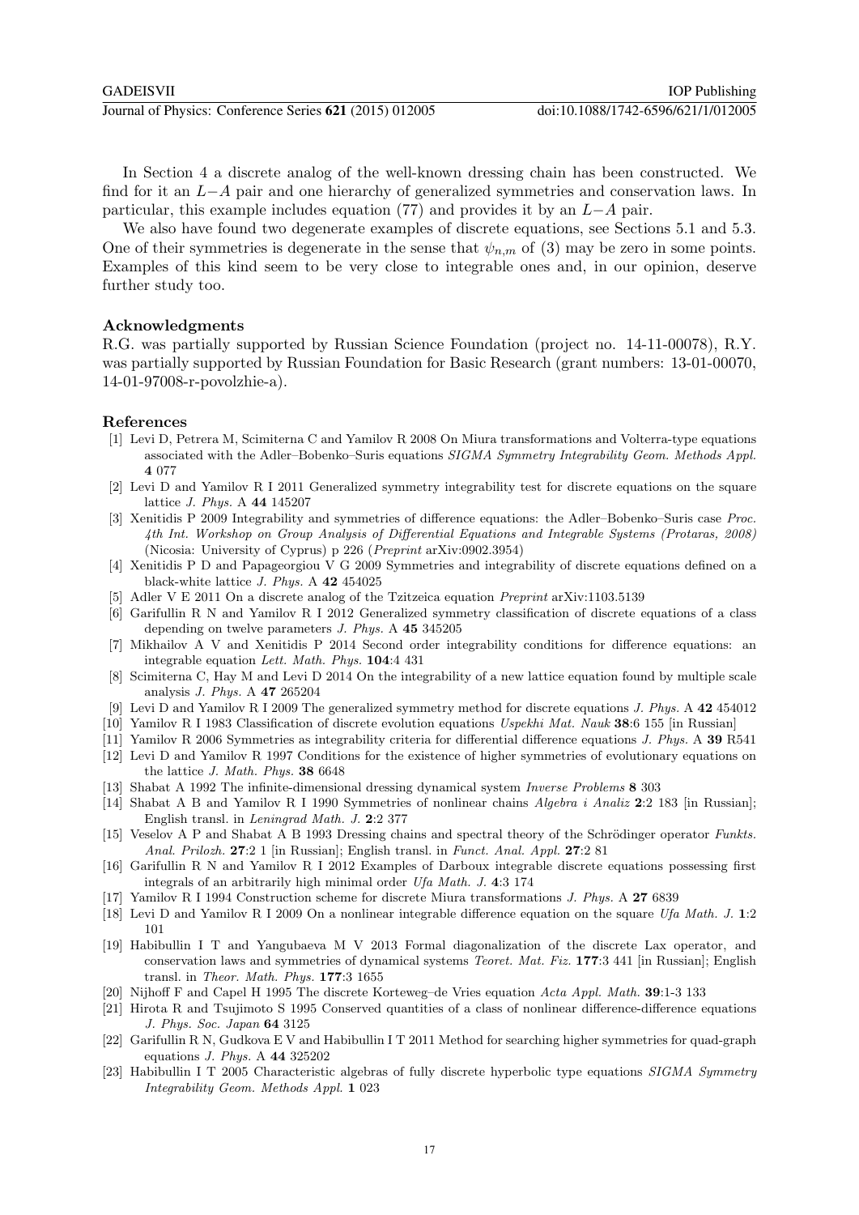In Section 4 a discrete analog of the well-known dressing chain has been constructed. We find for it an $L-A$ pair and one hierarchy of generalized symmetries and conservation laws. In particular, this example includes equation (77) and provides it by an $L-A$ pair.

We also have found two degenerate examples of discrete equations, see Sections 5.1 and 5.3. One of their symmetries is degenerate in the sense that $\psi_{n,m}$ of (3) may be zero in some points. Examples of this kind seem to be very close to integrable ones and, in our opinion, deserve further study too.

## Acknowledgments

R.G. was partially supported by Russian Science Foundation (project no. 14-11-00078), R.Y. was partially supported by Russian Foundation for Basic Research (grant numbers: 13-01-00070, 14-01-97008-r-povolzhie-a).

## References

[1] Levi D, Petrera M, Scimiterna C and Yamilov R 2008 On Miura transformations and Volterra-type equations associated with the Adler–Bobenko–Suris equations *SIGMA Symmetry Integrability Geom. Methods Appl.* **4** 077

[2] Levi D and Yamilov R I 2011 Generalized symmetry integrability test for discrete equations on the square lattice *J. Phys.* A **44** 145207

[3] Xenitidis P 2009 Integrability and symmetries of difference equations: the Adler–Bobenko–Suris case *Proc. 4th Int. Workshop on Group Analysis of Differential Equations and Integrable Systems (Protaras, 2008)* (Nicosia: University of Cyprus) p 226 (*Preprint* arXiv:0902.3954)

[4] Xenitidis P D and Papageorgiou V G 2009 Symmetries and integrability of discrete equations defined on a black-white lattice *J. Phys.* A **42** 454025

[5] Adler V E 2011 On a discrete analog of the Tzitzeica equation *Preprint* arXiv:1103.5139

[6] Garifullin R N and Yamilov R I 2012 Generalized symmetry classification of discrete equations of a class depending on twelve parameters *J. Phys.* A **45** 345205

[7] Mikhailov A V and Xenitidis P 2014 Second order integrability conditions for difference equations: an integrable equation *Lett. Math. Phys.* **104**:4 431

[8] Scimiterna C, Hay M and Levi D 2014 On the integrability of a new lattice equation found by multiple scale analysis *J. Phys.* A **47** 265204

[9] Levi D and Yamilov R I 2009 The generalized symmetry method for discrete equations *J. Phys.* A **42** 454012

[10] Yamilov R I 1983 Classification of discrete evolution equations *Uspekhi Mat. Nauk* **38**:6 155 [in Russian]

[11] Yamilov R 2006 Symmetries as integrability criteria for differential difference equations *J. Phys.* A **39** R541

[12] Levi D and Yamilov R 1997 Conditions for the existence of higher symmetries of evolutionary equations on the lattice *J. Math. Phys.* **38** 6648

[13] Shabat A 1992 The infinite-dimensional dressing dynamical system *Inverse Problems* **8** 303

[14] Shabat A B and Yamilov R I 1990 Symmetries of nonlinear chains *Algebra i Analiz* **2**:2 183 [in Russian]; English transl. in *Leningrad Math. J.* **2**:2 377

[15] Veselov A P and Shabat A B 1993 Dressing chains and spectral theory of the Schrödinger operator *Funkts. Anal. Prilozh.* **27**:2 1 [in Russian]; English transl. in *Funct. Anal. Appl.* **27**:2 81

[16] Garifullin R N and Yamilov R I 2012 Examples of Darboux integrable discrete equations possessing first integrals of an arbitrarily high minimal order *Ufa Math. J.* **4**:3 174

[17] Yamilov R I 1994 Construction scheme for discrete Miura transformations *J. Phys.* A **27** 6839

[18] Levi D and Yamilov R I 2009 On a nonlinear integrable difference equation on the square *Ufa Math. J.* **1**:2 101

[19] Habibullin I T and Yangubaeva M V 2013 Formal diagonalization of the discrete Lax operator, and conservation laws and symmetries of dynamical systems *Teoret. Mat. Fiz.* **177**:3 441 [in Russian]; English transl. in *Theor. Math. Phys.* **177**:3 1655

[20] Nijhoff F and Capel H 1995 The discrete Korteweg–de Vries equation *Acta Appl. Math.* **39**:1-3 133

[21] Hirota R and Tsujimoto S 1995 Conserved quantities of a class of nonlinear difference-difference equations *J. Phys. Soc. Japan* **64** 3125

[22] Garifullin R N, Gudkova E V and Habibullin I T 2011 Method for searching higher symmetries for quad-graph equations *J. Phys.* A **44** 325202

[23] Habibullin I T 2005 Characteristic algebras of fully discrete hyperbolic type equations *SIGMA Symmetry Integrability Geom. Methods Appl.* **1** 023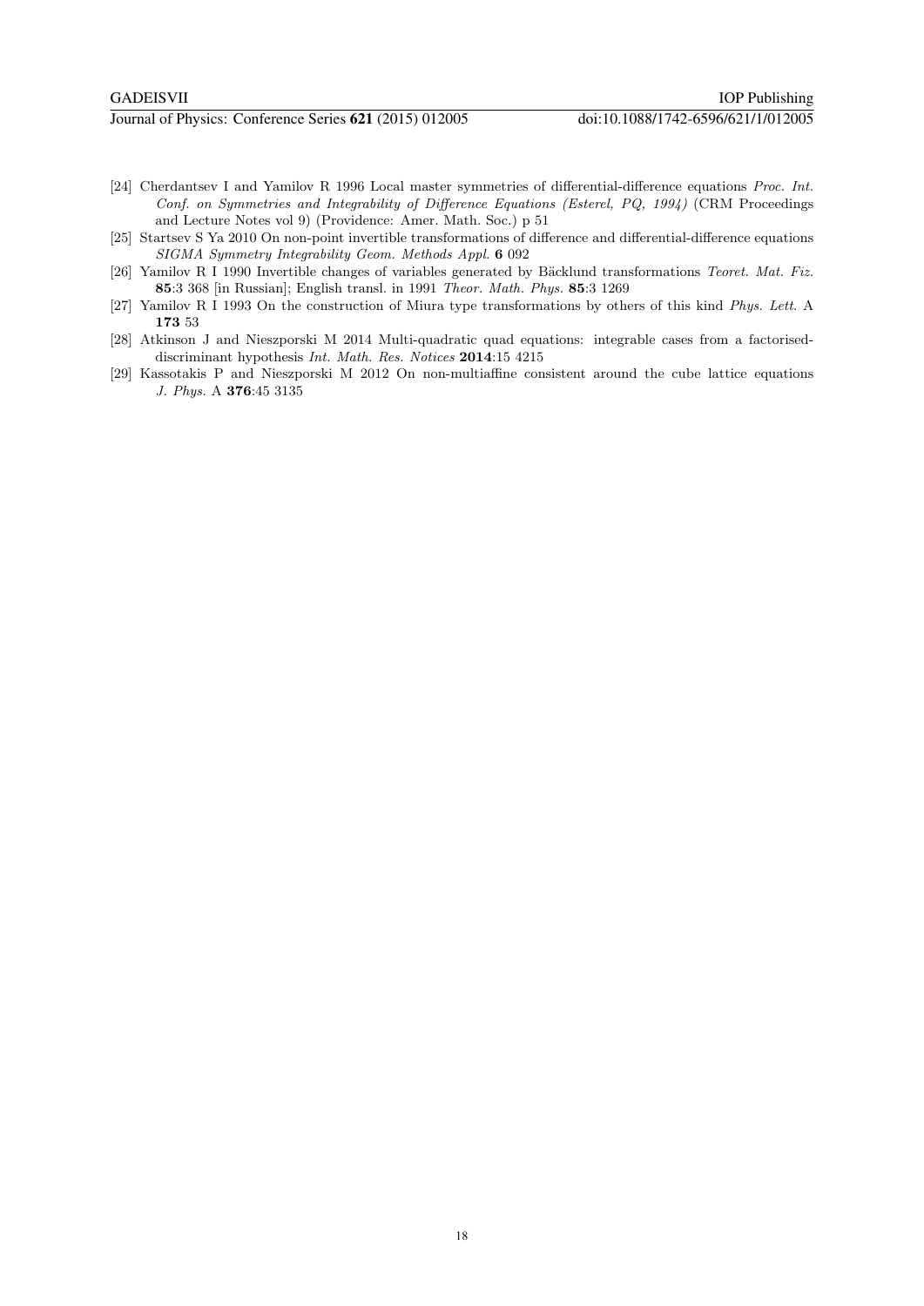[24] Cherdantsev I and Yamilov R 1996 Local master symmetries of differential-difference equations *Proc. Int. Conf. on Symmetries and Integrability of Difference Equations (Esterel, PQ, 1994)* (CRM Proceedings and Lecture Notes vol 9) (Providence: Amer. Math. Soc.) p 51

[25] Startsev S Ya 2010 On non-point invertible transformations of difference and differential-difference equations *SIGMA Symmetry Integrability Geom. Methods Appl.* **6** 092

[26] Yamilov R I 1990 Invertible changes of variables generated by Bäcklund transformations *Teoret. Mat. Fiz.* **85**:3 368 [in Russian]; English transl. in 1991 *Theor. Math. Phys.* **85**:3 1269

[27] Yamilov R I 1993 On the construction of Miura type transformations by others of this kind *Phys. Lett.* A **173** 53

[28] Atkinson J and Nieszporski M 2014 Multi-quadratic quad equations: integrable cases from a factorised-discriminant hypothesis *Int. Math. Res. Notices* **2014**:15 4215

[29] Kassotakis P and Nieszporski M 2012 On non-multiaffine consistent around the cube lattice equations *J. Phys.* A **376**:45 3135